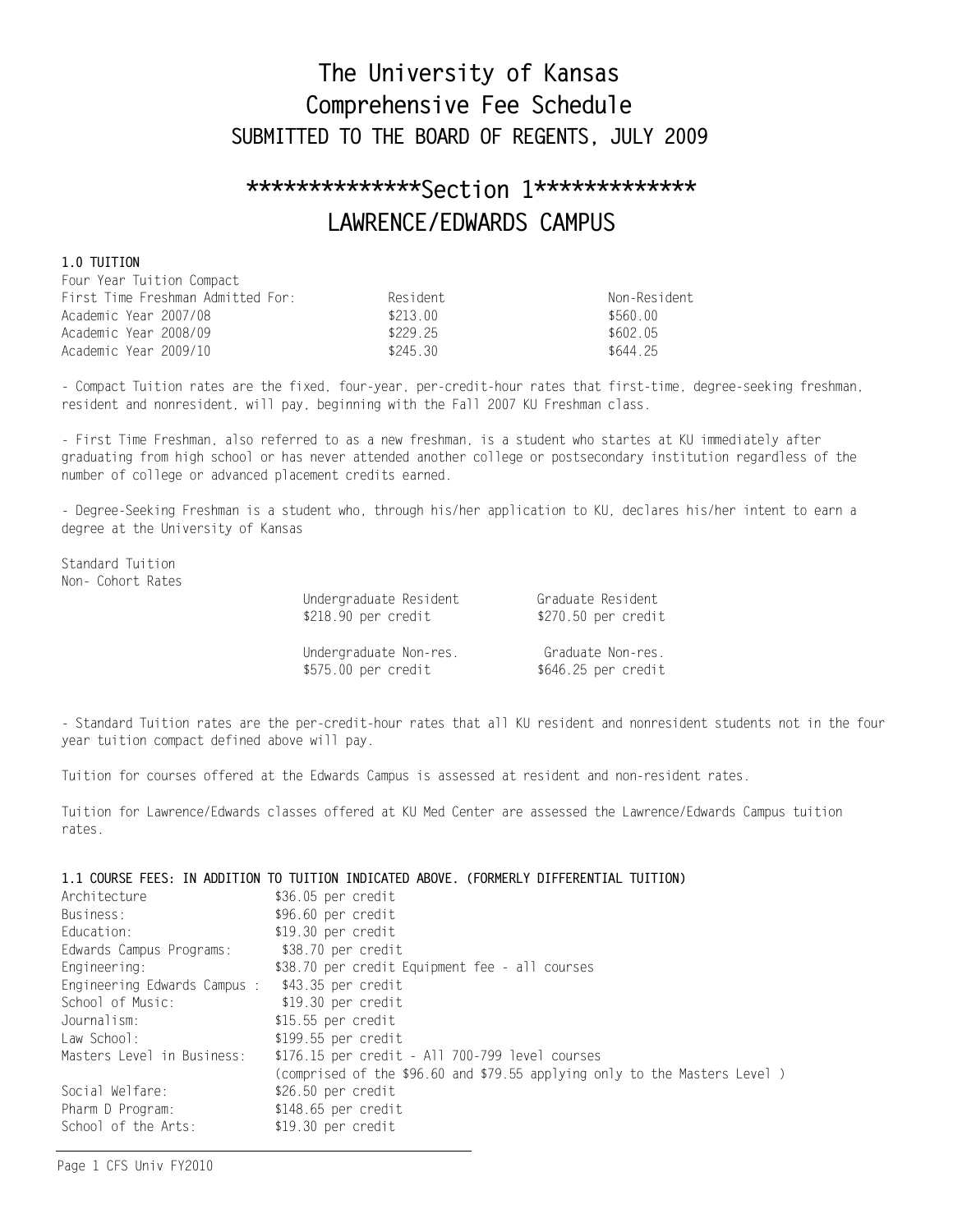# The University of Kansas
# Comprehensive Fee Schedule
## SUBMITTED TO THE BOARD OF REGENTS, JULY 2009

## **************Section 1*************
## LAWRENCE/EDWARDS CAMPUS

### 1.0 TUITION

Four Year Tuition Compact

| First Time Freshman Admitted For: | Resident | Non-Resident |
|---|---|---|
| Academic Year 2007/08 | $213.00 | $560.00 |
| Academic Year 2008/09 | $229.25 | $602.05 |
| Academic Year 2009/10 | $245.30 | $644.25 |

- Compact Tuition rates are the fixed, four-year, per-credit-hour rates that first-time, degree-seeking freshman, resident and nonresident, will pay, beginning with the Fall 2007 KU Freshman class.

- First Time Freshman, also referred to as a new freshman, is a student who startes at KU immediately after graduating from high school or has never attended another college or postsecondary institution regardless of the number of college or advanced placement credits earned.

- Degree-Seeking Freshman is a student who, through his/her application to KU, declares his/her intent to earn a degree at the University of Kansas

Standard Tuition
Non- Cohort Rates

| Undergraduate Resident | Graduate Resident |
|---|---|
| $218.90 per credit | $270.50 per credit |
| Undergraduate Non-res. | Graduate Non-res. |
| $575.00 per credit | $646.25 per credit |

- Standard Tuition rates are the per-credit-hour rates that all KU resident and nonresident students not in the four year tuition compact defined above will pay.

Tuition for courses offered at the Edwards Campus is assessed at resident and non-resident rates.

Tuition for Lawrence/Edwards classes offered at KU Med Center are assessed the Lawrence/Edwards Campus tuition rates.

### 1.1 COURSE FEES: IN ADDITION TO TUITION INDICATED ABOVE. (FORMERLY DIFFERENTIAL TUITION)

| | |
|---|---|
| Architecture | $36.05 per credit |
| Business: | $96.60 per credit |
| Education: | $19.30 per credit |
| Edwards Campus Programs: | $38.70 per credit |
| Engineering: | $38.70 per credit Equipment fee - all courses |
| Engineering Edwards Campus : | $43.35 per credit |
| School of Music: | $19.30 per credit |
| Journalism: | $15.55 per credit |
| Law School: | $199.55 per credit |
| Masters Level in Business: | $176.15 per credit - All 700-799 level courses (comprised of the $96.60 and $79.55 applying only to the Masters Level ) |
| Social Welfare: | $26.50 per credit |
| Pharm D Program: | $148.65 per credit |
| School of the Arts: | $19.30 per credit |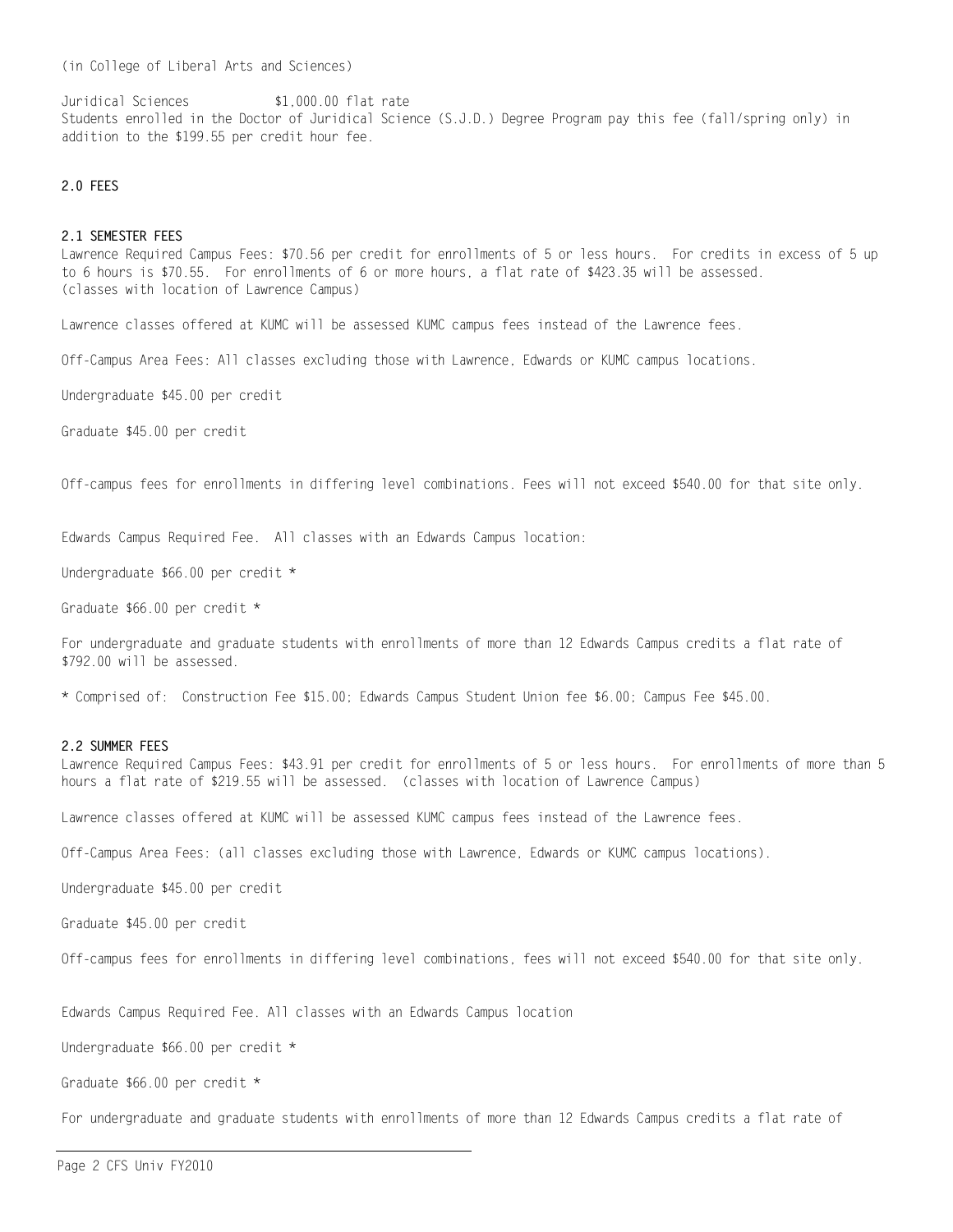(in College of Liberal Arts and Sciences)

Juridical Sciences $1,000.00 flat rate
Students enrolled in the Doctor of Juridical Science (S.J.D.) Degree Program pay this fee (fall/spring only) in addition to the $199.55 per credit hour fee.

## 2.0 FEES

### 2.1 SEMESTER FEES

Lawrence Required Campus Fees: $70.56 per credit for enrollments of 5 or less hours. For credits in excess of 5 up to 6 hours is $70.55. For enrollments of 6 or more hours, a flat rate of $423.35 will be assessed. (classes with location of Lawrence Campus)

Lawrence classes offered at KUMC will be assessed KUMC campus fees instead of the Lawrence fees.

Off-Campus Area Fees: All classes excluding those with Lawrence, Edwards or KUMC campus locations.

Undergraduate $45.00 per credit

Graduate $45.00 per credit

Off-campus fees for enrollments in differing level combinations. Fees will not exceed $540.00 for that site only.

Edwards Campus Required Fee. All classes with an Edwards Campus location:

Undergraduate $66.00 per credit *

Graduate $66.00 per credit *

For undergraduate and graduate students with enrollments of more than 12 Edwards Campus credits a flat rate of $792.00 will be assessed.

* Comprised of: Construction Fee $15.00; Edwards Campus Student Union fee $6.00; Campus Fee $45.00.

### 2.2 SUMMER FEES

Lawrence Required Campus Fees: $43.91 per credit for enrollments of 5 or less hours. For enrollments of more than 5 hours a flat rate of $219.55 will be assessed. (classes with location of Lawrence Campus)

Lawrence classes offered at KUMC will be assessed KUMC campus fees instead of the Lawrence fees.

Off-Campus Area Fees: (all classes excluding those with Lawrence, Edwards or KUMC campus locations).

Undergraduate $45.00 per credit

Graduate $45.00 per credit

Off-campus fees for enrollments in differing level combinations, fees will not exceed $540.00 for that site only.

Edwards Campus Required Fee. All classes with an Edwards Campus location

Undergraduate $66.00 per credit *

Graduate $66.00 per credit *

For undergraduate and graduate students with enrollments of more than 12 Edwards Campus credits a flat rate of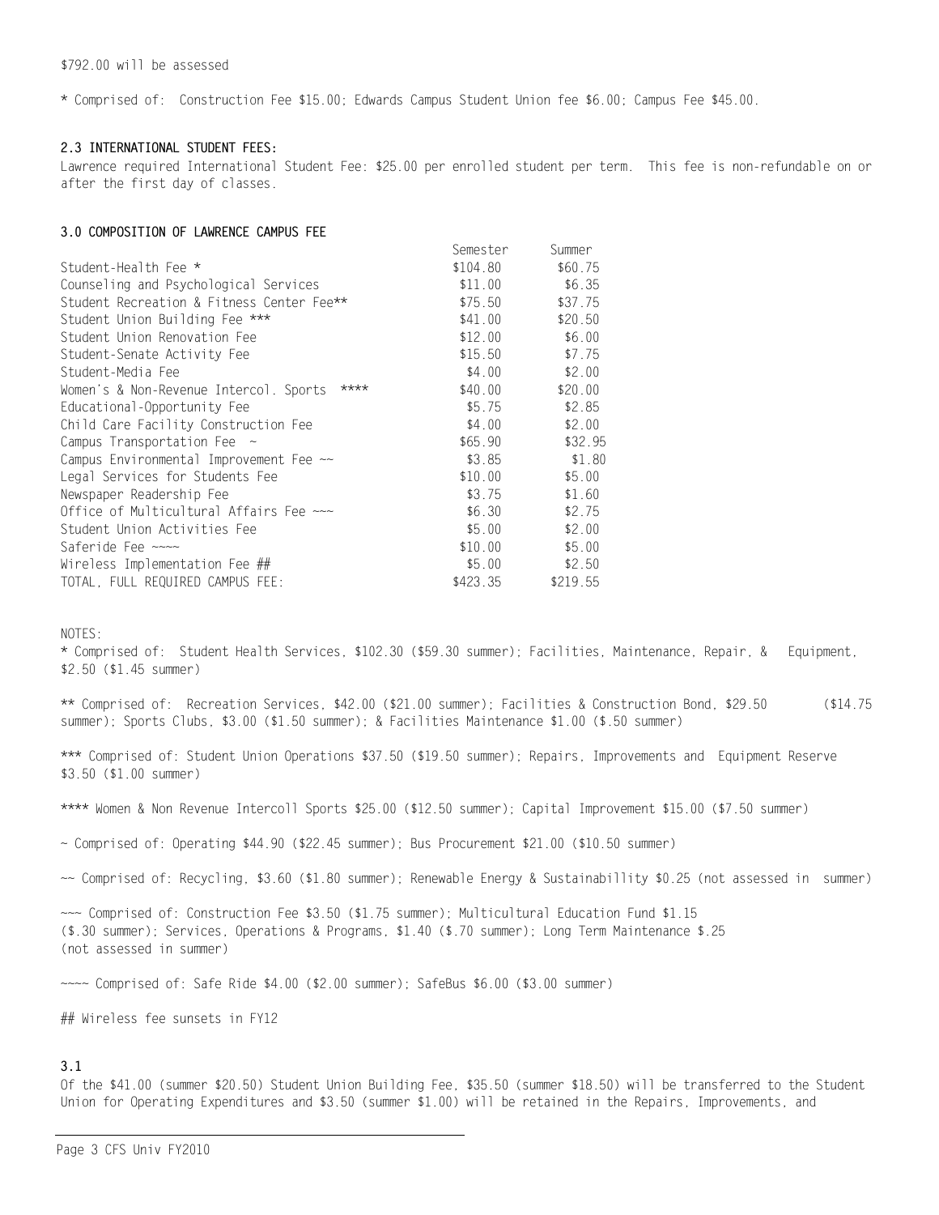$792.00 will be assessed

* Comprised of: Construction Fee $15.00; Edwards Campus Student Union fee $6.00; Campus Fee $45.00.

### 2.3 INTERNATIONAL STUDENT FEES:

Lawrence required International Student Fee: $25.00 per enrolled student per term. This fee is non-refundable on or after the first day of classes.

### 3.0 COMPOSITION OF LAWRENCE CAMPUS FEE

| | Semester | Summer |
|---|---|---|
| Student-Health Fee * | $104.80 | $60.75 |
| Counseling and Psychological Services | $11.00 | $6.35 |
| Student Recreation & Fitness Center Fee** | $75.50 | $37.75 |
| Student Union Building Fee *** | $41.00 | $20.50 |
| Student Union Renovation Fee | $12.00 | $6.00 |
| Student-Senate Activity Fee | $15.50 | $7.75 |
| Student-Media Fee | $4.00 | $2.00 |
| Women's & Non-Revenue Intercol. Sports **** | $40.00 | $20.00 |
| Educational-Opportunity Fee | $5.75 | $2.85 |
| Child Care Facility Construction Fee | $4.00 | $2.00 |
| Campus Transportation Fee ~ | $65.90 | $32.95 |
| Campus Environmental Improvement Fee ~~ | $3.85 | $1.80 |
| Legal Services for Students Fee | $10.00 | $5.00 |
| Newspaper Readership Fee | $3.75 | $1.60 |
| Office of Multicultural Affairs Fee ~~~ | $6.30 | $2.75 |
| Student Union Activities Fee | $5.00 | $2.00 |
| Saferide Fee ~~~~ | $10.00 | $5.00 |
| Wireless Implementation Fee ## | $5.00 | $2.50 |
| TOTAL, FULL REQUIRED CAMPUS FEE: | $423.35 | $219.55 |

NOTES:

* Comprised of: Student Health Services, $102.30 ($59.30 summer); Facilities, Maintenance, Repair, & Equipment, $2.50 ($1.45 summer)

** Comprised of: Recreation Services, $42.00 ($21.00 summer); Facilities & Construction Bond, $29.50 ($14.75 summer); Sports Clubs, $3.00 ($1.50 summer); & Facilities Maintenance $1.00 ($.50 summer)

*** Comprised of: Student Union Operations $37.50 ($19.50 summer); Repairs, Improvements and Equipment Reserve $3.50 ($1.00 summer)

**** Women & Non Revenue Intercoll Sports $25.00 ($12.50 summer); Capital Improvement $15.00 ($7.50 summer)

~ Comprised of: Operating $44.90 ($22.45 summer); Bus Procurement $21.00 ($10.50 summer)

~~ Comprised of: Recycling, $3.60 ($1.80 summer); Renewable Energy & Sustainabillity $0.25 (not assessed in summer)

~~~ Comprised of: Construction Fee $3.50 ($1.75 summer); Multicultural Education Fund $1.15 ($.30 summer); Services, Operations & Programs, $1.40 ($.70 summer); Long Term Maintenance $.25 (not assessed in summer)

~~~~ Comprised of: Safe Ride $4.00 ($2.00 summer); SafeBus $6.00 ($3.00 summer)

## Wireless fee sunsets in FY12

### 3.1

Of the $41.00 (summer $20.50) Student Union Building Fee, $35.50 (summer $18.50) will be transferred to the Student Union for Operating Expenditures and $3.50 (summer $1.00) will be retained in the Repairs, Improvements, and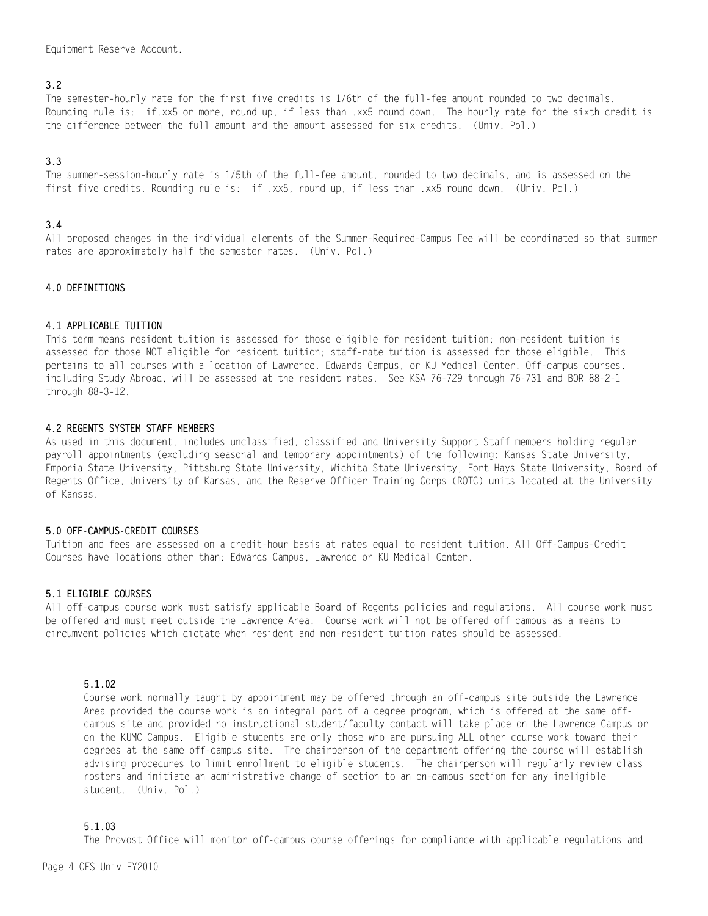Equipment Reserve Account.

### 3.2

The semester-hourly rate for the first five credits is 1/6th of the full-fee amount rounded to two decimals. Rounding rule is: if.xx5 or more, round up, if less than .xx5 round down. The hourly rate for the sixth credit is the difference between the full amount and the amount assessed for six credits. (Univ. Pol.)

### 3.3

The summer-session-hourly rate is 1/5th of the full-fee amount, rounded to two decimals, and is assessed on the first five credits. Rounding rule is: if .xx5, round up, if less than .xx5 round down. (Univ. Pol.)

### 3.4

All proposed changes in the individual elements of the Summer-Required-Campus Fee will be coordinated so that summer rates are approximately half the semester rates. (Univ. Pol.)

## 4.0 DEFINITIONS

### 4.1 APPLICABLE TUITION

This term means resident tuition is assessed for those eligible for resident tuition; non-resident tuition is assessed for those NOT eligible for resident tuition; staff-rate tuition is assessed for those eligible. This pertains to all courses with a location of Lawrence, Edwards Campus, or KU Medical Center. Off-campus courses, including Study Abroad, will be assessed at the resident rates. See KSA 76-729 through 76-731 and BOR 88-2-1 through 88-3-12.

### 4.2 REGENTS SYSTEM STAFF MEMBERS

As used in this document, includes unclassified, classified and University Support Staff members holding regular payroll appointments (excluding seasonal and temporary appointments) of the following: Kansas State University, Emporia State University, Pittsburg State University, Wichita State University, Fort Hays State University, Board of Regents Office, University of Kansas, and the Reserve Officer Training Corps (ROTC) units located at the University of Kansas.

## 5.0 OFF-CAMPUS-CREDIT COURSES

Tuition and fees are assessed on a credit-hour basis at rates equal to resident tuition. All Off-Campus-Credit Courses have locations other than: Edwards Campus, Lawrence or KU Medical Center.

### 5.1 ELIGIBLE COURSES

All off-campus course work must satisfy applicable Board of Regents policies and regulations. All course work must be offered and must meet outside the Lawrence Area. Course work will not be offered off campus as a means to circumvent policies which dictate when resident and non-resident tuition rates should be assessed.

#### 5.1.02

Course work normally taught by appointment may be offered through an off-campus site outside the Lawrence Area provided the course work is an integral part of a degree program, which is offered at the same off-campus site and provided no instructional student/faculty contact will take place on the Lawrence Campus or on the KUMC Campus. Eligible students are only those who are pursuing ALL other course work toward their degrees at the same off-campus site. The chairperson of the department offering the course will establish advising procedures to limit enrollment to eligible students. The chairperson will regularly review class rosters and initiate an administrative change of section to an on-campus section for any ineligible student. (Univ. Pol.)

#### 5.1.03

The Provost Office will monitor off-campus course offerings for compliance with applicable regulations and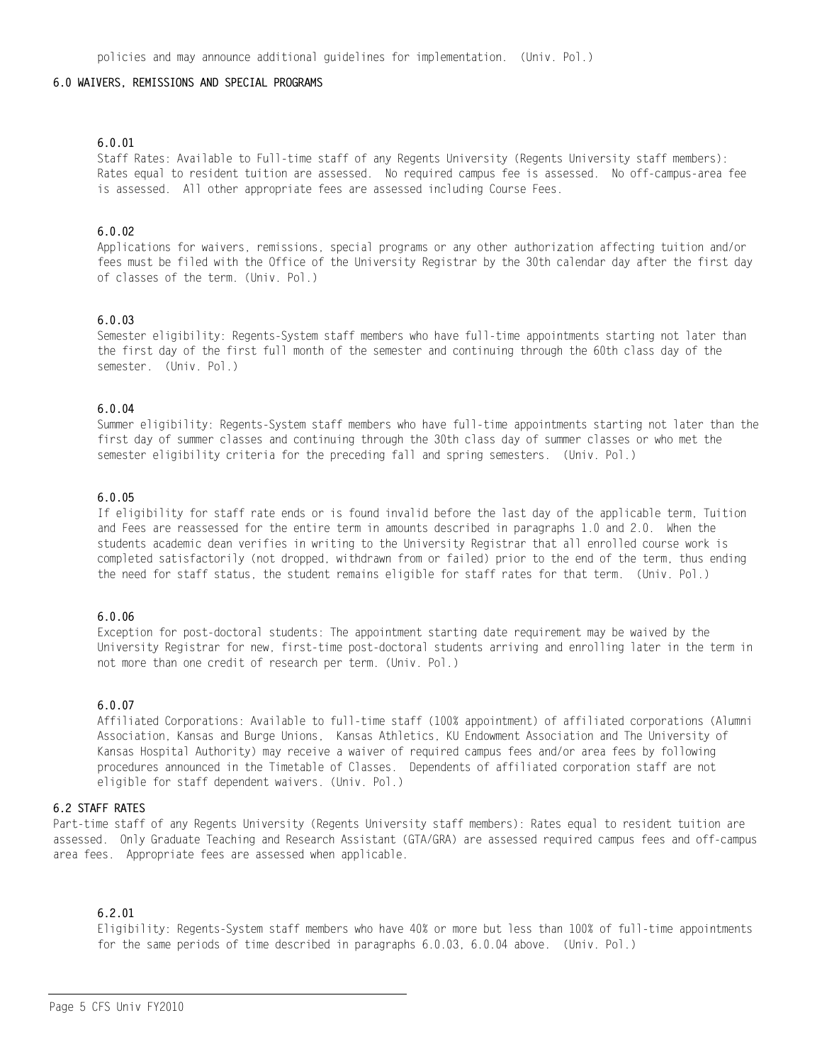policies and may announce additional guidelines for implementation. (Univ. Pol.)

## 6.0 WAIVERS, REMISSIONS AND SPECIAL PROGRAMS

### 6.0.01

Staff Rates: Available to Full-time staff of any Regents University (Regents University staff members): Rates equal to resident tuition are assessed. No required campus fee is assessed. No off-campus-area fee is assessed. All other appropriate fees are assessed including Course Fees.

### 6.0.02

Applications for waivers, remissions, special programs or any other authorization affecting tuition and/or fees must be filed with the Office of the University Registrar by the 30th calendar day after the first day of classes of the term. (Univ. Pol.)

### 6.0.03

Semester eligibility: Regents-System staff members who have full-time appointments starting not later than the first day of the first full month of the semester and continuing through the 60th class day of the semester. (Univ. Pol.)

### 6.0.04

Summer eligibility: Regents-System staff members who have full-time appointments starting not later than the first day of summer classes and continuing through the 30th class day of summer classes or who met the semester eligibility criteria for the preceding fall and spring semesters. (Univ. Pol.)

### 6.0.05

If eligibility for staff rate ends or is found invalid before the last day of the applicable term, Tuition and Fees are reassessed for the entire term in amounts described in paragraphs 1.0 and 2.0. When the students academic dean verifies in writing to the University Registrar that all enrolled course work is completed satisfactorily (not dropped, withdrawn from or failed) prior to the end of the term, thus ending the need for staff status, the student remains eligible for staff rates for that term. (Univ. Pol.)

### 6.0.06

Exception for post-doctoral students: The appointment starting date requirement may be waived by the University Registrar for new, first-time post-doctoral students arriving and enrolling later in the term in not more than one credit of research per term. (Univ. Pol.)

### 6.0.07

Affiliated Corporations: Available to full-time staff (100% appointment) of affiliated corporations (Alumni Association, Kansas and Burge Unions, Kansas Athletics, KU Endowment Association and The University of Kansas Hospital Authority) may receive a waiver of required campus fees and/or area fees by following procedures announced in the Timetable of Classes. Dependents of affiliated corporation staff are not eligible for staff dependent waivers. (Univ. Pol.)

## 6.2 STAFF RATES

Part-time staff of any Regents University (Regents University staff members): Rates equal to resident tuition are assessed. Only Graduate Teaching and Research Assistant (GTA/GRA) are assessed required campus fees and off-campus area fees. Appropriate fees are assessed when applicable.

### 6.2.01

Eligibility: Regents-System staff members who have 40% or more but less than 100% of full-time appointments for the same periods of time described in paragraphs 6.0.03, 6.0.04 above. (Univ. Pol.)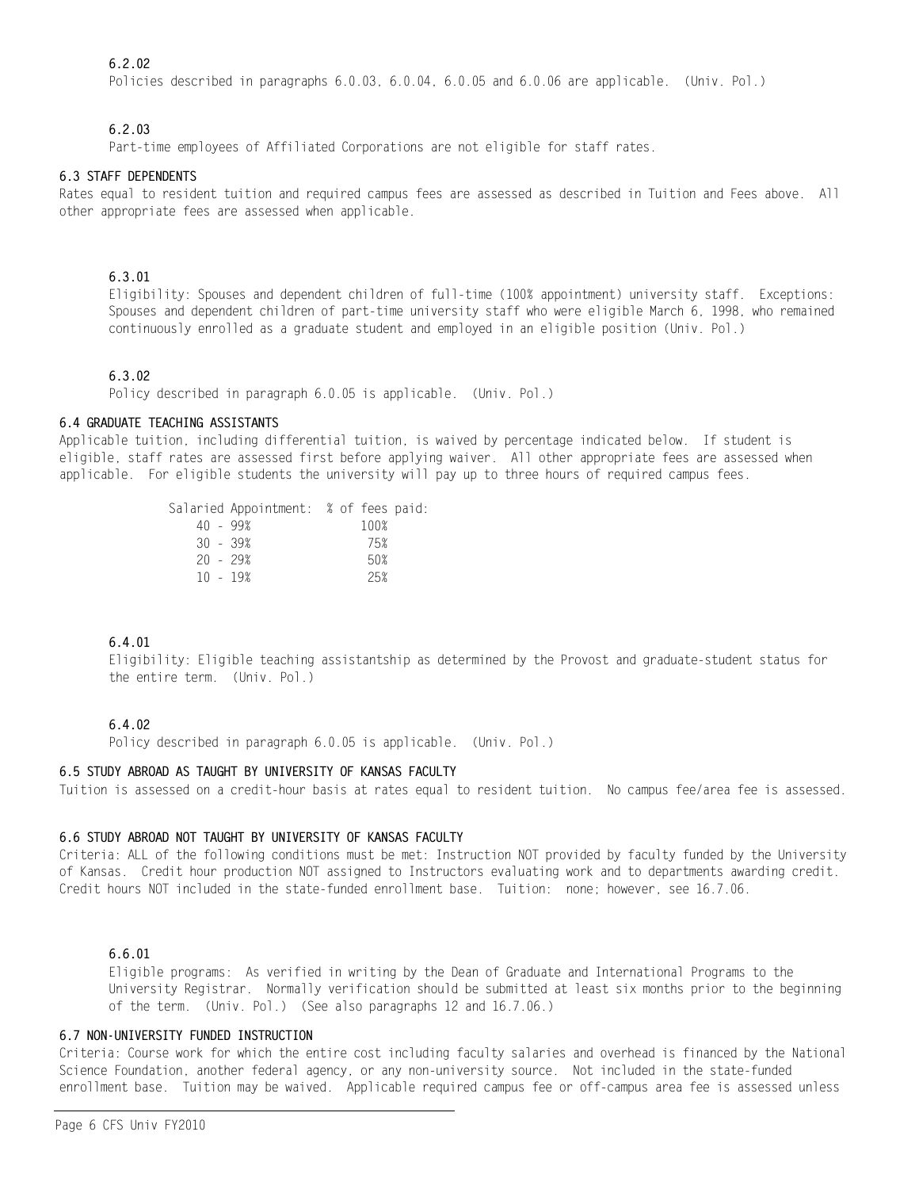**6.2.02**

Policies described in paragraphs 6.0.03, 6.0.04, 6.0.05 and 6.0.06 are applicable. (Univ. Pol.)

**6.2.03**

Part-time employees of Affiliated Corporations are not eligible for staff rates.

**6.3 STAFF DEPENDENTS**

Rates equal to resident tuition and required campus fees are assessed as described in Tuition and Fees above. All other appropriate fees are assessed when applicable.

**6.3.01**

Eligibility: Spouses and dependent children of full-time (100% appointment) university staff. Exceptions: Spouses and dependent children of part-time university staff who were eligible March 6, 1998, who remained continuously enrolled as a graduate student and employed in an eligible position (Univ. Pol.)

**6.3.02**

Policy described in paragraph 6.0.05 is applicable. (Univ. Pol.)

**6.4 GRADUATE TEACHING ASSISTANTS**

Applicable tuition, including differential tuition, is waived by percentage indicated below. If student is eligible, staff rates are assessed first before applying waiver. All other appropriate fees are assessed when applicable. For eligible students the university will pay up to three hours of required campus fees.

| Salaried Appointment: | % of fees paid: |
|---|---|
| 40 - 99% | 100% |
| 30 - 39% | 75% |
| 20 - 29% | 50% |
| 10 - 19% | 25% |

**6.4.01**

Eligibility: Eligible teaching assistantship as determined by the Provost and graduate-student status for the entire term. (Univ. Pol.)

**6.4.02**

Policy described in paragraph 6.0.05 is applicable. (Univ. Pol.)

**6.5 STUDY ABROAD AS TAUGHT BY UNIVERSITY OF KANSAS FACULTY**

Tuition is assessed on a credit-hour basis at rates equal to resident tuition. No campus fee/area fee is assessed.

**6.6 STUDY ABROAD NOT TAUGHT BY UNIVERSITY OF KANSAS FACULTY**

Criteria: ALL of the following conditions must be met: Instruction NOT provided by faculty funded by the University of Kansas. Credit hour production NOT assigned to Instructors evaluating work and to departments awarding credit. Credit hours NOT included in the state-funded enrollment base. Tuition: none; however, see 16.7.06.

**6.6.01**

Eligible programs: As verified in writing by the Dean of Graduate and International Programs to the University Registrar. Normally verification should be submitted at least six months prior to the beginning of the term. (Univ. Pol.) (See also paragraphs 12 and 16.7.06.)

**6.7 NON-UNIVERSITY FUNDED INSTRUCTION**

Criteria: Course work for which the entire cost including faculty salaries and overhead is financed by the National Science Foundation, another federal agency, or any non-university source. Not included in the state-funded enrollment base. Tuition may be waived. Applicable required campus fee or off-campus area fee is assessed unless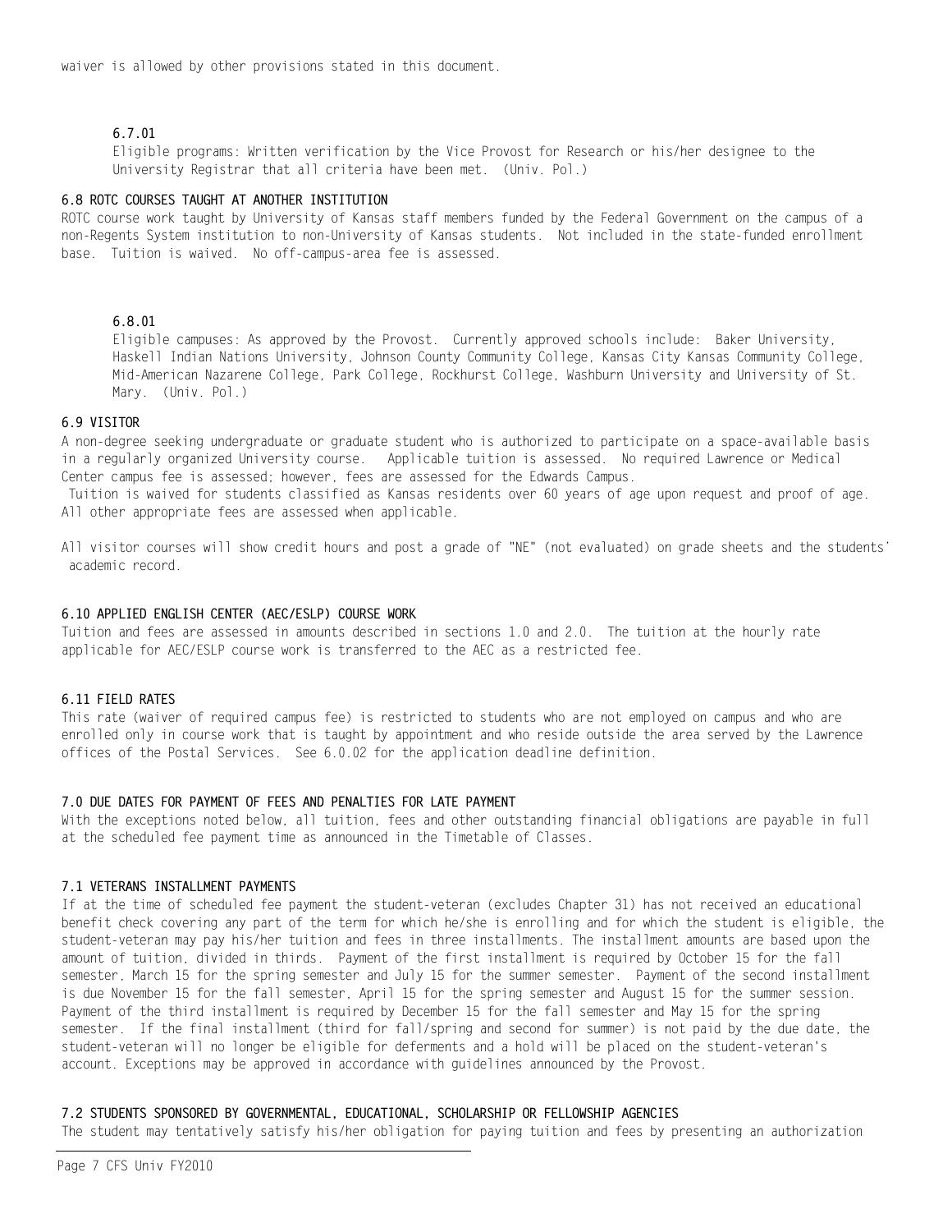waiver is allowed by other provisions stated in this document.

**6.7.01**

Eligible programs: Written verification by the Vice Provost for Research or his/her designee to the University Registrar that all criteria have been met. (Univ. Pol.)

## 6.8 ROTC COURSES TAUGHT AT ANOTHER INSTITUTION

ROTC course work taught by University of Kansas staff members funded by the Federal Government on the campus of a non-Regents System institution to non-University of Kansas students. Not included in the state-funded enrollment base. Tuition is waived. No off-campus-area fee is assessed.

**6.8.01**

Eligible campuses: As approved by the Provost. Currently approved schools include: Baker University, Haskell Indian Nations University, Johnson County Community College, Kansas City Kansas Community College, Mid-American Nazarene College, Park College, Rockhurst College, Washburn University and University of St. Mary. (Univ. Pol.)

## 6.9 VISITOR

A non-degree seeking undergraduate or graduate student who is authorized to participate on a space-available basis in a regularly organized University course. Applicable tuition is assessed. No required Lawrence or Medical Center campus fee is assessed; however, fees are assessed for the Edwards Campus.

Tuition is waived for students classified as Kansas residents over 60 years of age upon request and proof of age. All other appropriate fees are assessed when applicable.

All visitor courses will show credit hours and post a grade of "NE" (not evaluated) on grade sheets and the students' academic record.

## 6.10 APPLIED ENGLISH CENTER (AEC/ESLP) COURSE WORK

Tuition and fees are assessed in amounts described in sections 1.0 and 2.0. The tuition at the hourly rate applicable for AEC/ESLP course work is transferred to the AEC as a restricted fee.

## 6.11 FIELD RATES

This rate (waiver of required campus fee) is restricted to students who are not employed on campus and who are enrolled only in course work that is taught by appointment and who reside outside the area served by the Lawrence offices of the Postal Services. See 6.0.02 for the application deadline definition.

## 7.0 DUE DATES FOR PAYMENT OF FEES AND PENALTIES FOR LATE PAYMENT

With the exceptions noted below, all tuition, fees and other outstanding financial obligations are payable in full at the scheduled fee payment time as announced in the Timetable of Classes.

## 7.1 VETERANS INSTALLMENT PAYMENTS

If at the time of scheduled fee payment the student-veteran (excludes Chapter 31) has not received an educational benefit check covering any part of the term for which he/she is enrolling and for which the student is eligible, the student-veteran may pay his/her tuition and fees in three installments. The installment amounts are based upon the amount of tuition, divided in thirds. Payment of the first installment is required by October 15 for the fall semester, March 15 for the spring semester and July 15 for the summer semester. Payment of the second installment is due November 15 for the fall semester, April 15 for the spring semester and August 15 for the summer session. Payment of the third installment is required by December 15 for the fall semester and May 15 for the spring semester. If the final installment (third for fall/spring and second for summer) is not paid by the due date, the student-veteran will no longer be eligible for deferments and a hold will be placed on the student-veteran's account. Exceptions may be approved in accordance with guidelines announced by the Provost.

## 7.2 STUDENTS SPONSORED BY GOVERNMENTAL, EDUCATIONAL, SCHOLARSHIP OR FELLOWSHIP AGENCIES

The student may tentatively satisfy his/her obligation for paying tuition and fees by presenting an authorization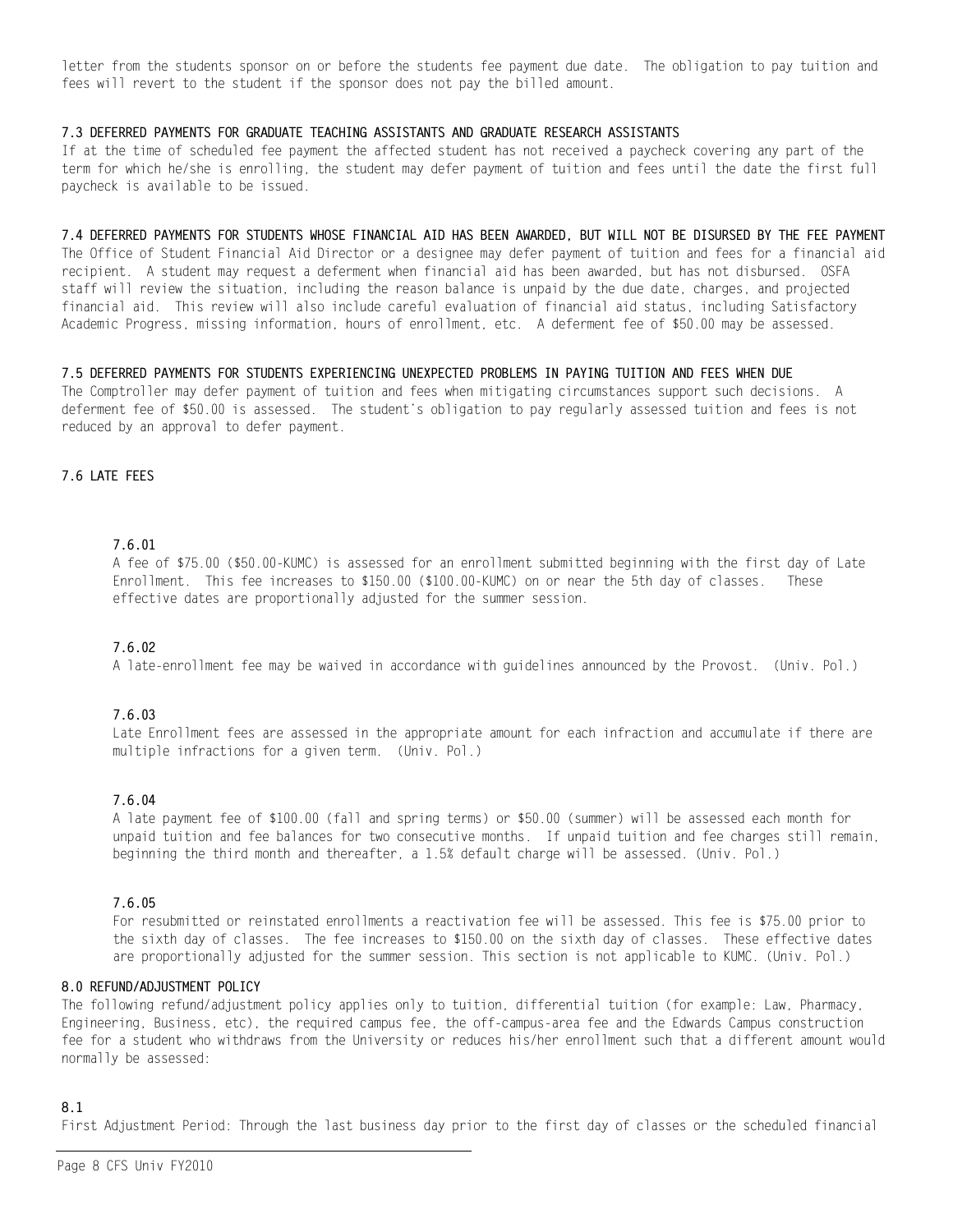letter from the students sponsor on or before the students fee payment due date. The obligation to pay tuition and fees will revert to the student if the sponsor does not pay the billed amount.

### 7.3 DEFERRED PAYMENTS FOR GRADUATE TEACHING ASSISTANTS AND GRADUATE RESEARCH ASSISTANTS

If at the time of scheduled fee payment the affected student has not received a paycheck covering any part of the term for which he/she is enrolling, the student may defer payment of tuition and fees until the date the first full paycheck is available to be issued.

### 7.4 DEFERRED PAYMENTS FOR STUDENTS WHOSE FINANCIAL AID HAS BEEN AWARDED, BUT WILL NOT BE DISURSED BY THE FEE PAYMENT

The Office of Student Financial Aid Director or a designee may defer payment of tuition and fees for a financial aid recipient. A student may request a deferment when financial aid has been awarded, but has not disbursed. OSFA staff will review the situation, including the reason balance is unpaid by the due date, charges, and projected financial aid. This review will also include careful evaluation of financial aid status, including Satisfactory Academic Progress, missing information, hours of enrollment, etc. A deferment fee of $50.00 may be assessed.

### 7.5 DEFERRED PAYMENTS FOR STUDENTS EXPERIENCING UNEXPECTED PROBLEMS IN PAYING TUITION AND FEES WHEN DUE

The Comptroller may defer payment of tuition and fees when mitigating circumstances support such decisions. A deferment fee of $50.00 is assessed. The student's obligation to pay regularly assessed tuition and fees is not reduced by an approval to defer payment.

### 7.6 LATE FEES

#### 7.6.01

A fee of $75.00 ($50.00-KUMC) is assessed for an enrollment submitted beginning with the first day of Late Enrollment. This fee increases to $150.00 ($100.00-KUMC) on or near the 5th day of classes. These effective dates are proportionally adjusted for the summer session.

#### 7.6.02

A late-enrollment fee may be waived in accordance with guidelines announced by the Provost. (Univ. Pol.)

#### 7.6.03

Late Enrollment fees are assessed in the appropriate amount for each infraction and accumulate if there are multiple infractions for a given term. (Univ. Pol.)

#### 7.6.04

A late payment fee of $100.00 (fall and spring terms) or $50.00 (summer) will be assessed each month for unpaid tuition and fee balances for two consecutive months. If unpaid tuition and fee charges still remain, beginning the third month and thereafter, a 1.5% default charge will be assessed. (Univ. Pol.)

#### 7.6.05

For resubmitted or reinstated enrollments a reactivation fee will be assessed. This fee is $75.00 prior to the sixth day of classes. The fee increases to $150.00 on the sixth day of classes. These effective dates are proportionally adjusted for the summer session. This section is not applicable to KUMC. (Univ. Pol.)

## 8.0 REFUND/ADJUSTMENT POLICY

The following refund/adjustment policy applies only to tuition, differential tuition (for example: Law, Pharmacy, Engineering, Business, etc), the required campus fee, the off-campus-area fee and the Edwards Campus construction fee for a student who withdraws from the University or reduces his/her enrollment such that a different amount would normally be assessed:

### 8.1

First Adjustment Period: Through the last business day prior to the first day of classes or the scheduled financial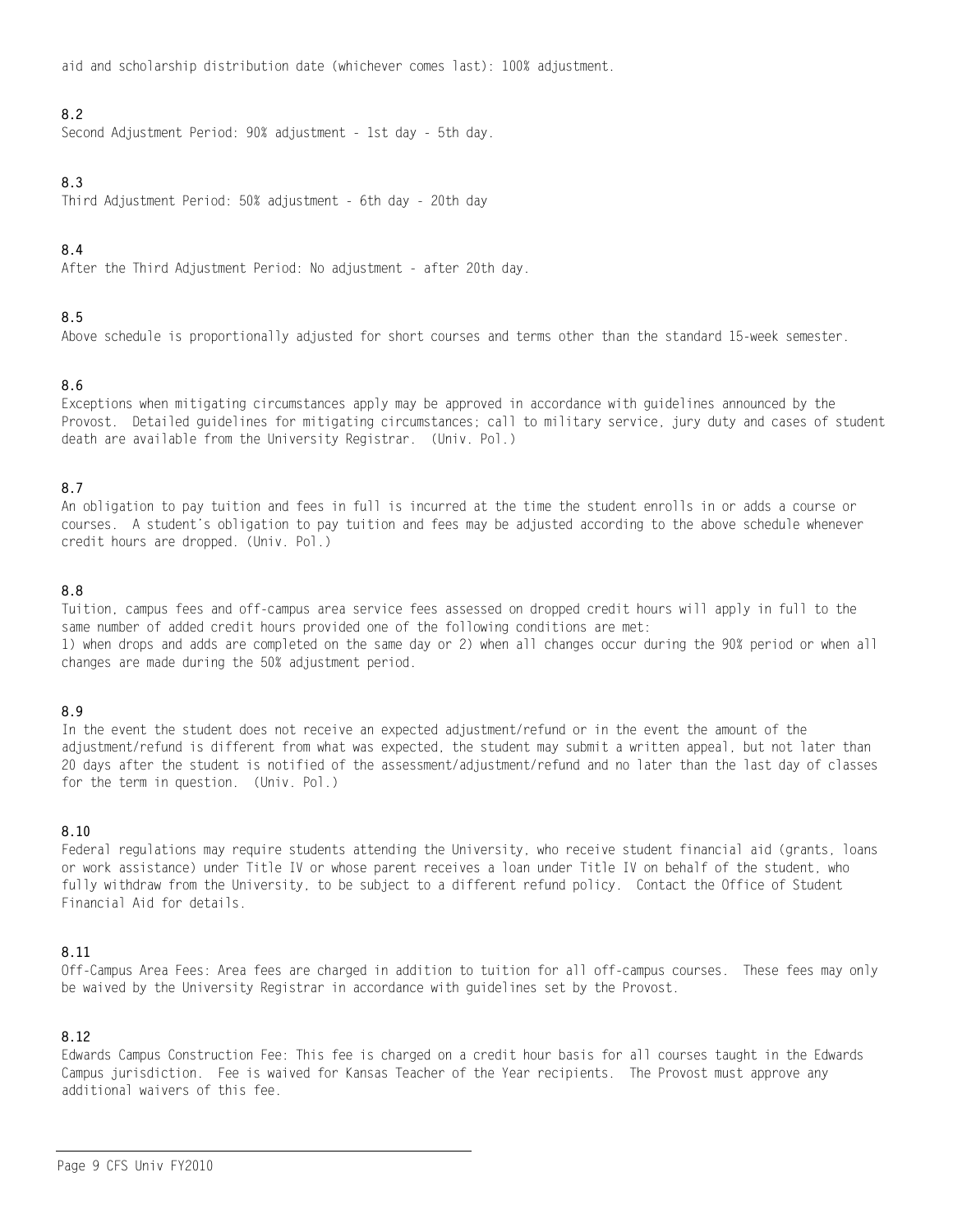aid and scholarship distribution date (whichever comes last): 100% adjustment.

**8.2**

Second Adjustment Period: 90% adjustment - 1st day - 5th day.

**8.3**

Third Adjustment Period: 50% adjustment - 6th day - 20th day

**8.4**

After the Third Adjustment Period: No adjustment - after 20th day.

**8.5**

Above schedule is proportionally adjusted for short courses and terms other than the standard 15-week semester.

**8.6**

Exceptions when mitigating circumstances apply may be approved in accordance with guidelines announced by the Provost. Detailed guidelines for mitigating circumstances; call to military service, jury duty and cases of student death are available from the University Registrar. (Univ. Pol.)

**8.7**

An obligation to pay tuition and fees in full is incurred at the time the student enrolls in or adds a course or courses. A student's obligation to pay tuition and fees may be adjusted according to the above schedule whenever credit hours are dropped. (Univ. Pol.)

**8.8**

Tuition, campus fees and off-campus area service fees assessed on dropped credit hours will apply in full to the same number of added credit hours provided one of the following conditions are met:
1) when drops and adds are completed on the same day or 2) when all changes occur during the 90% period or when all changes are made during the 50% adjustment period.

**8.9**

In the event the student does not receive an expected adjustment/refund or in the event the amount of the adjustment/refund is different from what was expected, the student may submit a written appeal, but not later than 20 days after the student is notified of the assessment/adjustment/refund and no later than the last day of classes for the term in question. (Univ. Pol.)

**8.10**

Federal regulations may require students attending the University, who receive student financial aid (grants, loans or work assistance) under Title IV or whose parent receives a loan under Title IV on behalf of the student, who fully withdraw from the University, to be subject to a different refund policy. Contact the Office of Student Financial Aid for details.

**8.11**

Off-Campus Area Fees: Area fees are charged in addition to tuition for all off-campus courses. These fees may only be waived by the University Registrar in accordance with guidelines set by the Provost.

**8.12**

Edwards Campus Construction Fee: This fee is charged on a credit hour basis for all courses taught in the Edwards Campus jurisdiction. Fee is waived for Kansas Teacher of the Year recipients. The Provost must approve any additional waivers of this fee.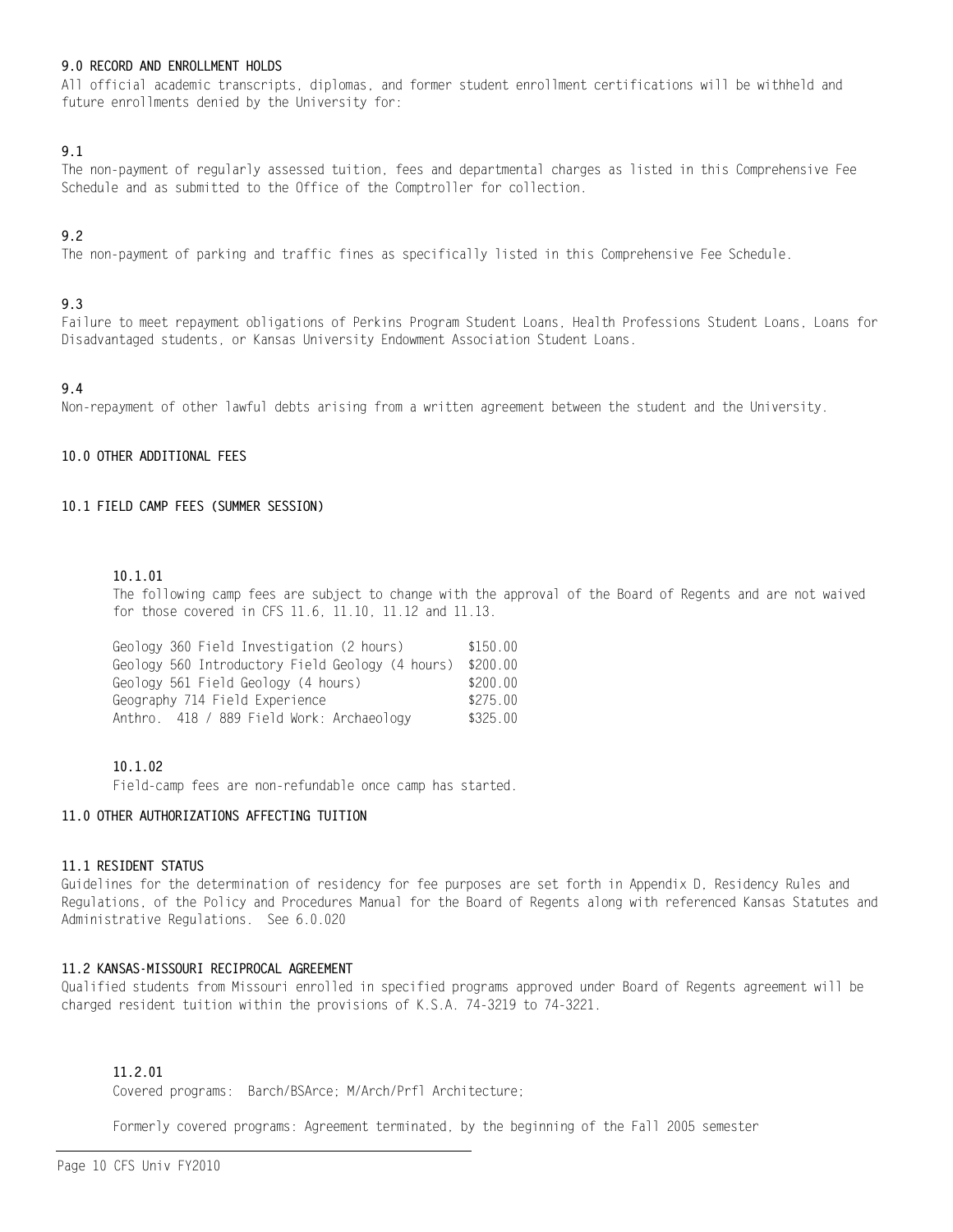## 9.0 RECORD AND ENROLLMENT HOLDS

All official academic transcripts, diplomas, and former student enrollment certifications will be withheld and future enrollments denied by the University for:

### 9.1

The non-payment of regularly assessed tuition, fees and departmental charges as listed in this Comprehensive Fee Schedule and as submitted to the Office of the Comptroller for collection.

### 9.2

The non-payment of parking and traffic fines as specifically listed in this Comprehensive Fee Schedule.

### 9.3

Failure to meet repayment obligations of Perkins Program Student Loans, Health Professions Student Loans, Loans for Disadvantaged students, or Kansas University Endowment Association Student Loans.

### 9.4

Non-repayment of other lawful debts arising from a written agreement between the student and the University.

## 10.0 OTHER ADDITIONAL FEES

### 10.1 FIELD CAMP FEES (SUMMER SESSION)

#### 10.1.01

The following camp fees are subject to change with the approval of the Board of Regents and are not waived for those covered in CFS 11.6, 11.10, 11.12 and 11.13.

| Course | Fee |
|---|---|
| Geology 360 Field Investigation (2 hours) | $150.00 |
| Geology 560 Introductory Field Geology (4 hours) | $200.00 |
| Geology 561 Field Geology (4 hours) | $200.00 |
| Geography 714 Field Experience | $275.00 |
| Anthro. 418 / 889 Field Work: Archaeology | $325.00 |

#### 10.1.02

Field-camp fees are non-refundable once camp has started.

## 11.0 OTHER AUTHORIZATIONS AFFECTING TUITION

### 11.1 RESIDENT STATUS

Guidelines for the determination of residency for fee purposes are set forth in Appendix D, Residency Rules and Regulations, of the Policy and Procedures Manual for the Board of Regents along with referenced Kansas Statutes and Administrative Regulations. See 6.0.020

### 11.2 KANSAS-MISSOURI RECIPROCAL AGREEMENT

Qualified students from Missouri enrolled in specified programs approved under Board of Regents agreement will be charged resident tuition within the provisions of K.S.A. 74-3219 to 74-3221.

#### 11.2.01

Covered programs: Barch/BSArce; M/Arch/Prfl Architecture;

Formerly covered programs: Agreement terminated, by the beginning of the Fall 2005 semester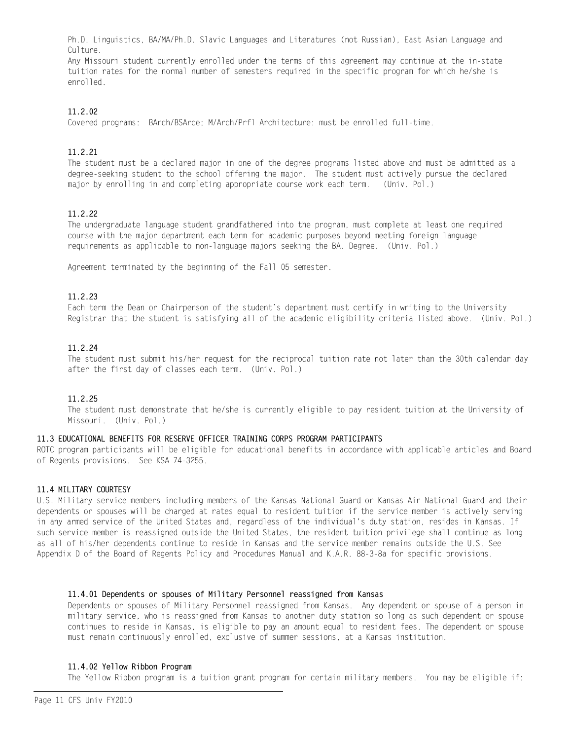Ph.D. Linguistics, BA/MA/Ph.D. Slavic Languages and Literatures (not Russian), East Asian Language and Culture.
Any Missouri student currently enrolled under the terms of this agreement may continue at the in-state tuition rates for the normal number of semesters required in the specific program for which he/she is enrolled.

#### 11.2.02

Covered programs: BArch/BSArce; M/Arch/Prfl Architecture: must be enrolled full-time.

#### 11.2.21

The student must be a declared major in one of the degree programs listed above and must be admitted as a degree-seeking student to the school offering the major. The student must actively pursue the declared major by enrolling in and completing appropriate course work each term. (Univ. Pol.)

#### 11.2.22

The undergraduate language student grandfathered into the program, must complete at least one required course with the major department each term for academic purposes beyond meeting foreign language requirements as applicable to non-language majors seeking the BA. Degree. (Univ. Pol.)

Agreement terminated by the beginning of the Fall 05 semester.

#### 11.2.23

Each term the Dean or Chairperson of the student's department must certify in writing to the University Registrar that the student is satisfying all of the academic eligibility criteria listed above. (Univ. Pol.)

#### 11.2.24

The student must submit his/her request for the reciprocal tuition rate not later than the 30th calendar day after the first day of classes each term. (Univ. Pol.)

#### 11.2.25

The student must demonstrate that he/she is currently eligible to pay resident tuition at the University of Missouri. (Univ. Pol.)

### 11.3 EDUCATIONAL BENEFITS FOR RESERVE OFFICER TRAINING CORPS PROGRAM PARTICIPANTS

ROTC program participants will be eligible for educational benefits in accordance with applicable articles and Board of Regents provisions. See KSA 74-3255.

### 11.4 MILITARY COURTESY

U.S. Military service members including members of the Kansas National Guard or Kansas Air National Guard and their dependents or spouses will be charged at rates equal to resident tuition if the service member is actively serving in any armed service of the United States and, regardless of the individual's duty station, resides in Kansas. If such service member is reassigned outside the United States, the resident tuition privilege shall continue as long as all of his/her dependents continue to reside in Kansas and the service member remains outside the U.S. See Appendix D of the Board of Regents Policy and Procedures Manual and K.A.R. 88-3-8a for specific provisions.

#### 11.4.01 Dependents or spouses of Military Personnel reassigned from Kansas

Dependents or spouses of Military Personnel reassigned from Kansas. Any dependent or spouse of a person in military service, who is reassigned from Kansas to another duty station so long as such dependent or spouse continues to reside in Kansas, is eligible to pay an amount equal to resident fees. The dependent or spouse must remain continuously enrolled, exclusive of summer sessions, at a Kansas institution.

#### 11.4.02 Yellow Ribbon Program

The Yellow Ribbon program is a tuition grant program for certain military members. You may be eligible if: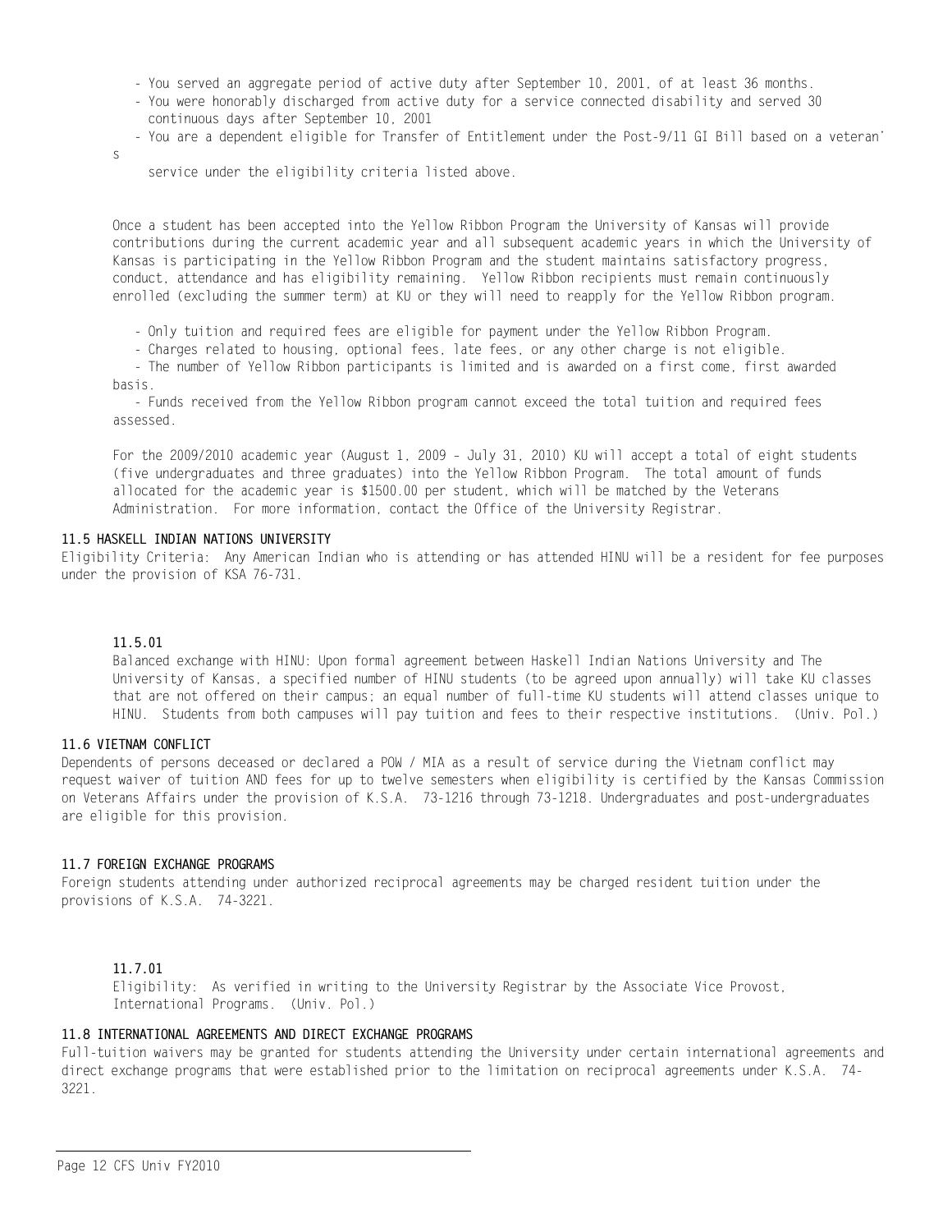- You served an aggregate period of active duty after September 10, 2001, of at least 36 months.
- You were honorably discharged from active duty for a service connected disability and served 30 continuous days after September 10, 2001
- You are a dependent eligible for Transfer of Entitlement under the Post-9/11 GI Bill based on a veteran's service under the eligibility criteria listed above.

Once a student has been accepted into the Yellow Ribbon Program the University of Kansas will provide contributions during the current academic year and all subsequent academic years in which the University of Kansas is participating in the Yellow Ribbon Program and the student maintains satisfactory progress, conduct, attendance and has eligibility remaining. Yellow Ribbon recipients must remain continuously enrolled (excluding the summer term) at KU or they will need to reapply for the Yellow Ribbon program.

- Only tuition and required fees are eligible for payment under the Yellow Ribbon Program.
- Charges related to housing, optional fees, late fees, or any other charge is not eligible.
- The number of Yellow Ribbon participants is limited and is awarded on a first come, first awarded basis.
- Funds received from the Yellow Ribbon program cannot exceed the total tuition and required fees assessed.

For the 2009/2010 academic year (August 1, 2009 - July 31, 2010) KU will accept a total of eight students (five undergraduates and three graduates) into the Yellow Ribbon Program. The total amount of funds allocated for the academic year is $1500.00 per student, which will be matched by the Veterans Administration. For more information, contact the Office of the University Registrar.

### 11.5 HASKELL INDIAN NATIONS UNIVERSITY

Eligibility Criteria: Any American Indian who is attending or has attended HINU will be a resident for fee purposes under the provision of KSA 76-731.

#### 11.5.01

Balanced exchange with HINU: Upon formal agreement between Haskell Indian Nations University and The University of Kansas, a specified number of HINU students (to be agreed upon annually) will take KU classes that are not offered on their campus; an equal number of full-time KU students will attend classes unique to HINU. Students from both campuses will pay tuition and fees to their respective institutions. (Univ. Pol.)

### 11.6 VIETNAM CONFLICT

Dependents of persons deceased or declared a POW / MIA as a result of service during the Vietnam conflict may request waiver of tuition AND fees for up to twelve semesters when eligibility is certified by the Kansas Commission on Veterans Affairs under the provision of K.S.A. 73-1216 through 73-1218. Undergraduates and post-undergraduates are eligible for this provision.

### 11.7 FOREIGN EXCHANGE PROGRAMS

Foreign students attending under authorized reciprocal agreements may be charged resident tuition under the provisions of K.S.A. 74-3221.

#### 11.7.01

Eligibility: As verified in writing to the University Registrar by the Associate Vice Provost, International Programs. (Univ. Pol.)

### 11.8 INTERNATIONAL AGREEMENTS AND DIRECT EXCHANGE PROGRAMS

Full-tuition waivers may be granted for students attending the University under certain international agreements and direct exchange programs that were established prior to the limitation on reciprocal agreements under K.S.A. 74-3221.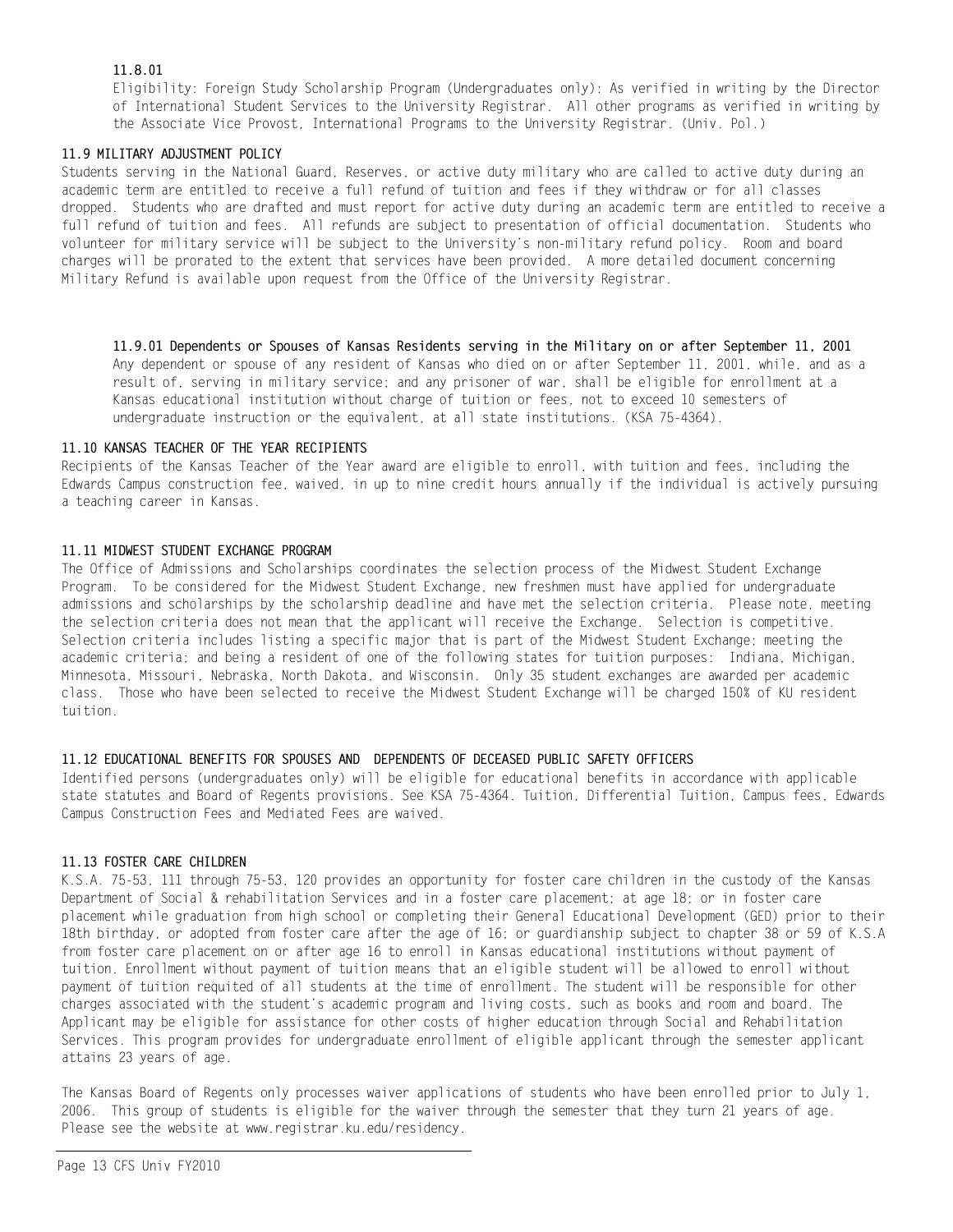#### 11.8.01

Eligibility: Foreign Study Scholarship Program (Undergraduates only): As verified in writing by the Director of International Student Services to the University Registrar. All other programs as verified in writing by the Associate Vice Provost, International Programs to the University Registrar. (Univ. Pol.)

### 11.9 MILITARY ADJUSTMENT POLICY

Students serving in the National Guard, Reserves, or active duty military who are called to active duty during an academic term are entitled to receive a full refund of tuition and fees if they withdraw or for all classes dropped. Students who are drafted and must report for active duty during an academic term are entitled to receive a full refund of tuition and fees. All refunds are subject to presentation of official documentation. Students who volunteer for military service will be subject to the University's non-military refund policy. Room and board charges will be prorated to the extent that services have been provided. A more detailed document concerning Military Refund is available upon request from the Office of the University Registrar.

#### 11.9.01 Dependents or Spouses of Kansas Residents serving in the Military on or after September 11, 2001

Any dependent or spouse of any resident of Kansas who died on or after September 11, 2001, while, and as a result of, serving in military service; and any prisoner of war, shall be eligible for enrollment at a Kansas educational institution without charge of tuition or fees, not to exceed 10 semesters of undergraduate instruction or the equivalent, at all state institutions. (KSA 75-4364).

### 11.10 KANSAS TEACHER OF THE YEAR RECIPIENTS

Recipients of the Kansas Teacher of the Year award are eligible to enroll, with tuition and fees, including the Edwards Campus construction fee, waived, in up to nine credit hours annually if the individual is actively pursuing a teaching career in Kansas.

### 11.11 MIDWEST STUDENT EXCHANGE PROGRAM

The Office of Admissions and Scholarships coordinates the selection process of the Midwest Student Exchange Program. To be considered for the Midwest Student Exchange, new freshmen must have applied for undergraduate admissions and scholarships by the scholarship deadline and have met the selection criteria. Please note, meeting the selection criteria does not mean that the applicant will receive the Exchange. Selection is competitive. Selection criteria includes listing a specific major that is part of the Midwest Student Exchange; meeting the academic criteria; and being a resident of one of the following states for tuition purposes: Indiana, Michigan, Minnesota, Missouri, Nebraska, North Dakota, and Wisconsin. Only 35 student exchanges are awarded per academic class. Those who have been selected to receive the Midwest Student Exchange will be charged 150% of KU resident tuition.

### 11.12 EDUCATIONAL BENEFITS FOR SPOUSES AND DEPENDENTS OF DECEASED PUBLIC SAFETY OFFICERS

Identified persons (undergraduates only) will be eligible for educational benefits in accordance with applicable state statutes and Board of Regents provisions. See KSA 75-4364. Tuition, Differential Tuition, Campus fees, Edwards Campus Construction Fees and Mediated Fees are waived.

### 11.13 FOSTER CARE CHILDREN

K.S.A. 75-53, 111 through 75-53, 120 provides an opportunity for foster care children in the custody of the Kansas Department of Social & rehabilitation Services and in a foster care placement; at age 18; or in foster care placement while graduation from high school or completing their General Educational Development (GED) prior to their 18th birthday, or adopted from foster care after the age of 16; or guardianship subject to chapter 38 or 59 of K.S.A from foster care placement on or after age 16 to enroll in Kansas educational institutions without payment of tuition. Enrollment without payment of tuition means that an eligible student will be allowed to enroll without payment of tuition requited of all students at the time of enrollment. The student will be responsible for other charges associated with the student's academic program and living costs, such as books and room and board. The Applicant may be eligible for assistance for other costs of higher education through Social and Rehabilitation Services. This program provides for undergraduate enrollment of eligible applicant through the semester applicant attains 23 years of age.

The Kansas Board of Regents only processes waiver applications of students who have been enrolled prior to July 1, 2006. This group of students is eligible for the waiver through the semester that they turn 21 years of age. Please see the website at www.registrar.ku.edu/residency.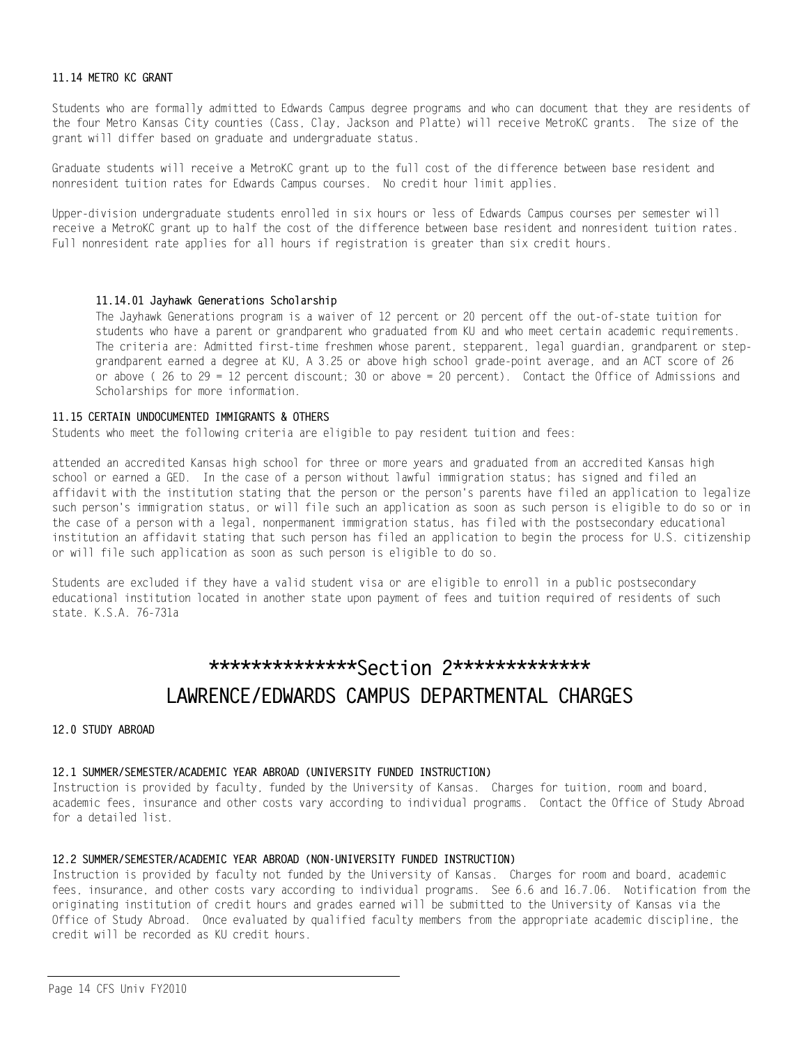**11.14 METRO KC GRANT**

Students who are formally admitted to Edwards Campus degree programs and who can document that they are residents of the four Metro Kansas City counties (Cass, Clay, Jackson and Platte) will receive MetroKC grants. The size of the grant will differ based on graduate and undergraduate status.

Graduate students will receive a MetroKC grant up to the full cost of the difference between base resident and nonresident tuition rates for Edwards Campus courses. No credit hour limit applies.

Upper-division undergraduate students enrolled in six hours or less of Edwards Campus courses per semester will receive a MetroKC grant up to half the cost of the difference between base resident and nonresident tuition rates. Full nonresident rate applies for all hours if registration is greater than six credit hours.

**11.14.01 Jayhawk Generations Scholarship**

The Jayhawk Generations program is a waiver of 12 percent or 20 percent off the out-of-state tuition for students who have a parent or grandparent who graduated from KU and who meet certain academic requirements. The criteria are: Admitted first-time freshmen whose parent, stepparent, legal guardian, grandparent or step-grandparent earned a degree at KU, A 3.25 or above high school grade-point average, and an ACT score of 26 or above ( 26 to 29 = 12 percent discount; 30 or above = 20 percent). Contact the Office of Admissions and Scholarships for more information.

**11.15 CERTAIN UNDOCUMENTED IMMIGRANTS & OTHERS**

Students who meet the following criteria are eligible to pay resident tuition and fees:

attended an accredited Kansas high school for three or more years and graduated from an accredited Kansas high school or earned a GED. In the case of a person without lawful immigration status; has signed and filed an affidavit with the institution stating that the person or the person's parents have filed an application to legalize such person's immigration status, or will file such an application as soon as such person is eligible to do so or in the case of a person with a legal, nonpermanent immigration status, has filed with the postsecondary educational institution an affidavit stating that such person has filed an application to begin the process for U.S. citizenship or will file such application as soon as such person is eligible to do so.

Students are excluded if they have a valid student visa or are eligible to enroll in a public postsecondary educational institution located in another state upon payment of fees and tuition required of residents of such state. K.S.A. 76-731a

# **************Section 2*************
# LAWRENCE/EDWARDS CAMPUS DEPARTMENTAL CHARGES

**12.0 STUDY ABROAD**

**12.1 SUMMER/SEMESTER/ACADEMIC YEAR ABROAD (UNIVERSITY FUNDED INSTRUCTION)**

Instruction is provided by faculty, funded by the University of Kansas. Charges for tuition, room and board, academic fees, insurance and other costs vary according to individual programs. Contact the Office of Study Abroad for a detailed list.

**12.2 SUMMER/SEMESTER/ACADEMIC YEAR ABROAD (NON-UNIVERSITY FUNDED INSTRUCTION)**

Instruction is provided by faculty not funded by the University of Kansas. Charges for room and board, academic fees, insurance, and other costs vary according to individual programs. See 6.6 and 16.7.06. Notification from the originating institution of credit hours and grades earned will be submitted to the University of Kansas via the Office of Study Abroad. Once evaluated by qualified faculty members from the appropriate academic discipline, the credit will be recorded as KU credit hours.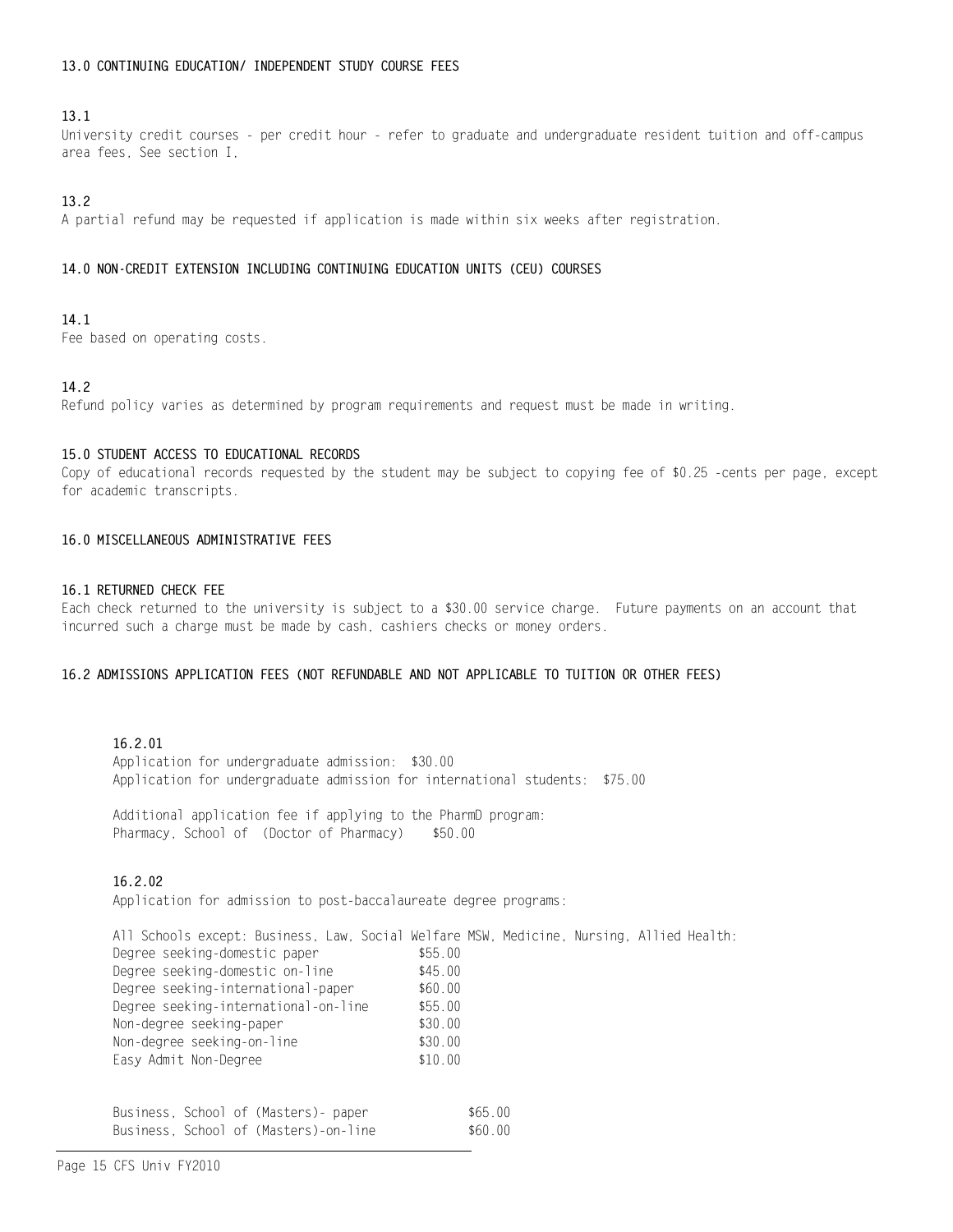### 13.0 CONTINUING EDUCATION/ INDEPENDENT STUDY COURSE FEES

**13.1**

University credit courses - per credit hour - refer to graduate and undergraduate resident tuition and off-campus area fees, See section I,

**13.2**

A partial refund may be requested if application is made within six weeks after registration.

### 14.0 NON-CREDIT EXTENSION INCLUDING CONTINUING EDUCATION UNITS (CEU) COURSES

**14.1**

Fee based on operating costs.

**14.2**

Refund policy varies as determined by program requirements and request must be made in writing.

### 15.0 STUDENT ACCESS TO EDUCATIONAL RECORDS

Copy of educational records requested by the student may be subject to copying fee of $0.25 -cents per page, except for academic transcripts.

### 16.0 MISCELLANEOUS ADMINISTRATIVE FEES

**16.1 RETURNED CHECK FEE**

Each check returned to the university is subject to a $30.00 service charge. Future payments on an account that incurred such a charge must be made by cash, cashiers checks or money orders.

**16.2 ADMISSIONS APPLICATION FEES (NOT REFUNDABLE AND NOT APPLICABLE TO TUITION OR OTHER FEES)**

**16.2.01**

Application for undergraduate admission: $30.00
Application for undergraduate admission for international students: $75.00

Additional application fee if applying to the PharmD program:
Pharmacy, School of (Doctor of Pharmacy) $50.00

**16.2.02**

Application for admission to post-baccalaureate degree programs:

All Schools except: Business, Law, Social Welfare MSW, Medicine, Nursing, Allied Health:

| | |
|---|---|
| Degree seeking-domestic paper | $55.00 |
| Degree seeking-domestic on-line | $45.00 |
| Degree seeking-international-paper | $60.00 |
| Degree seeking-international-on-line | $55.00 |
| Non-degree seeking-paper | $30.00 |
| Non-degree seeking-on-line | $30.00 |
| Easy Admit Non-Degree | $10.00 |

| | |
|---|---|
| Business, School of (Masters)- paper | $65.00 |
| Business, School of (Masters)-on-line | $60.00 |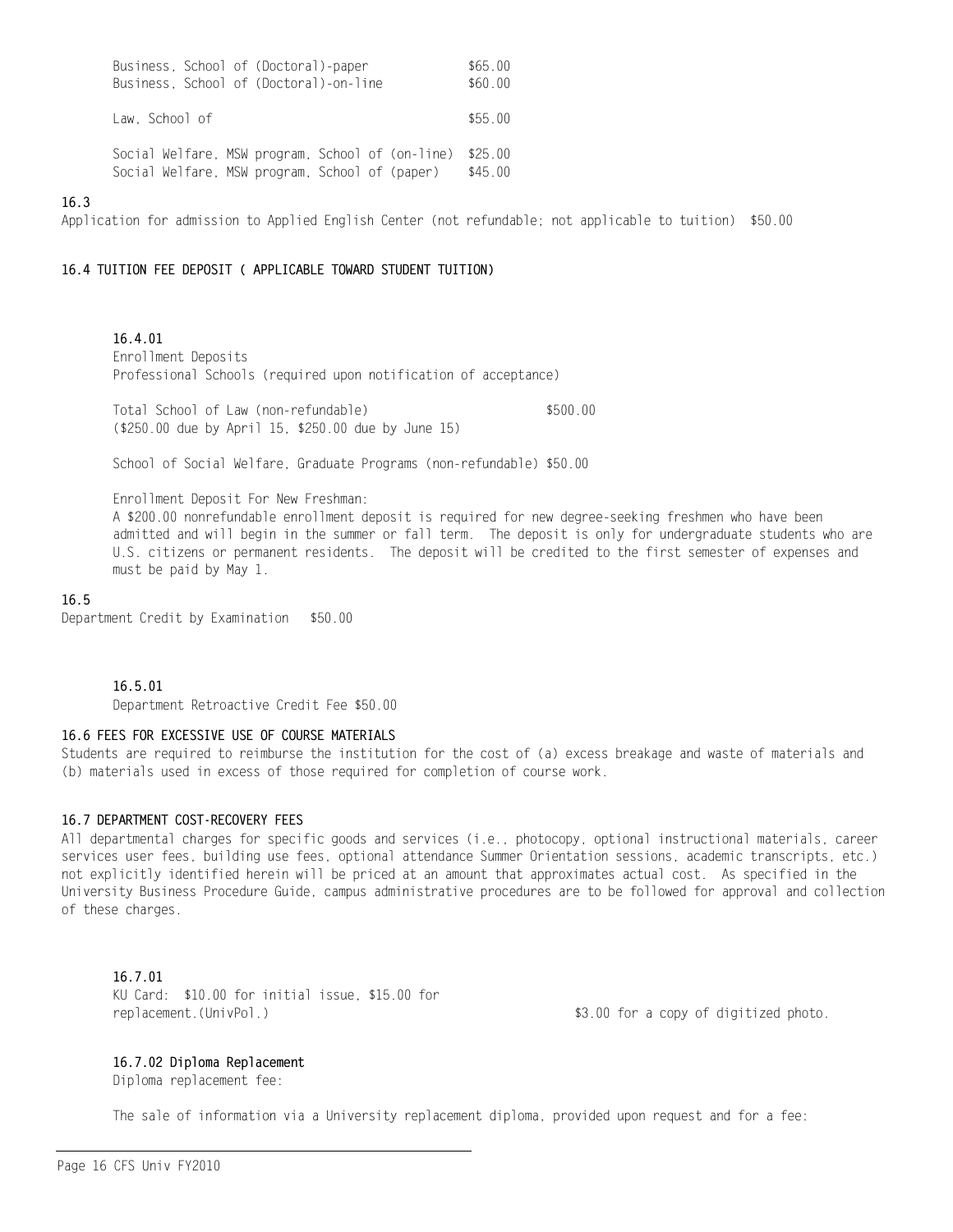| | |
|---|---|
| Business, School of (Doctoral)-paper | \$65.00 |
| Business, School of (Doctoral)-on-line | \$60.00 |
| Law, School of | \$55.00 |
| Social Welfare, MSW program, School of (on-line) | \$25.00 |
| Social Welfare, MSW program, School of (paper) | \$45.00 |

**16.3**

Application for admission to Applied English Center (not refundable; not applicable to tuition) \$50.00

**16.4 TUITION FEE DEPOSIT ( APPLICABLE TOWARD STUDENT TUITION)**

**16.4.01**

Enrollment Deposits
Professional Schools (required upon notification of acceptance)

Total School of Law (non-refundable) \$500.00
(\$250.00 due by April 15, \$250.00 due by June 15)

School of Social Welfare, Graduate Programs (non-refundable) \$50.00

Enrollment Deposit For New Freshman:
A \$200.00 nonrefundable enrollment deposit is required for new degree-seeking freshmen who have been admitted and will begin in the summer or fall term. The deposit is only for undergraduate students who are U.S. citizens or permanent residents. The deposit will be credited to the first semester of expenses and must be paid by May 1.

**16.5**

Department Credit by Examination \$50.00

**16.5.01**

Department Retroactive Credit Fee \$50.00

**16.6 FEES FOR EXCESSIVE USE OF COURSE MATERIALS**

Students are required to reimburse the institution for the cost of (a) excess breakage and waste of materials and (b) materials used in excess of those required for completion of course work.

**16.7 DEPARTMENT COST-RECOVERY FEES**

All departmental charges for specific goods and services (i.e., photocopy, optional instructional materials, career services user fees, building use fees, optional attendance Summer Orientation sessions, academic transcripts, etc.) not explicitly identified herein will be priced at an amount that approximates actual cost. As specified in the University Business Procedure Guide, campus administrative procedures are to be followed for approval and collection of these charges.

**16.7.01**

KU Card: \$10.00 for initial issue, \$15.00 for replacement.(UnivPol.) \$3.00 for a copy of digitized photo.

**16.7.02 Diploma Replacement**

Diploma replacement fee:

The sale of information via a University replacement diploma, provided upon request and for a fee: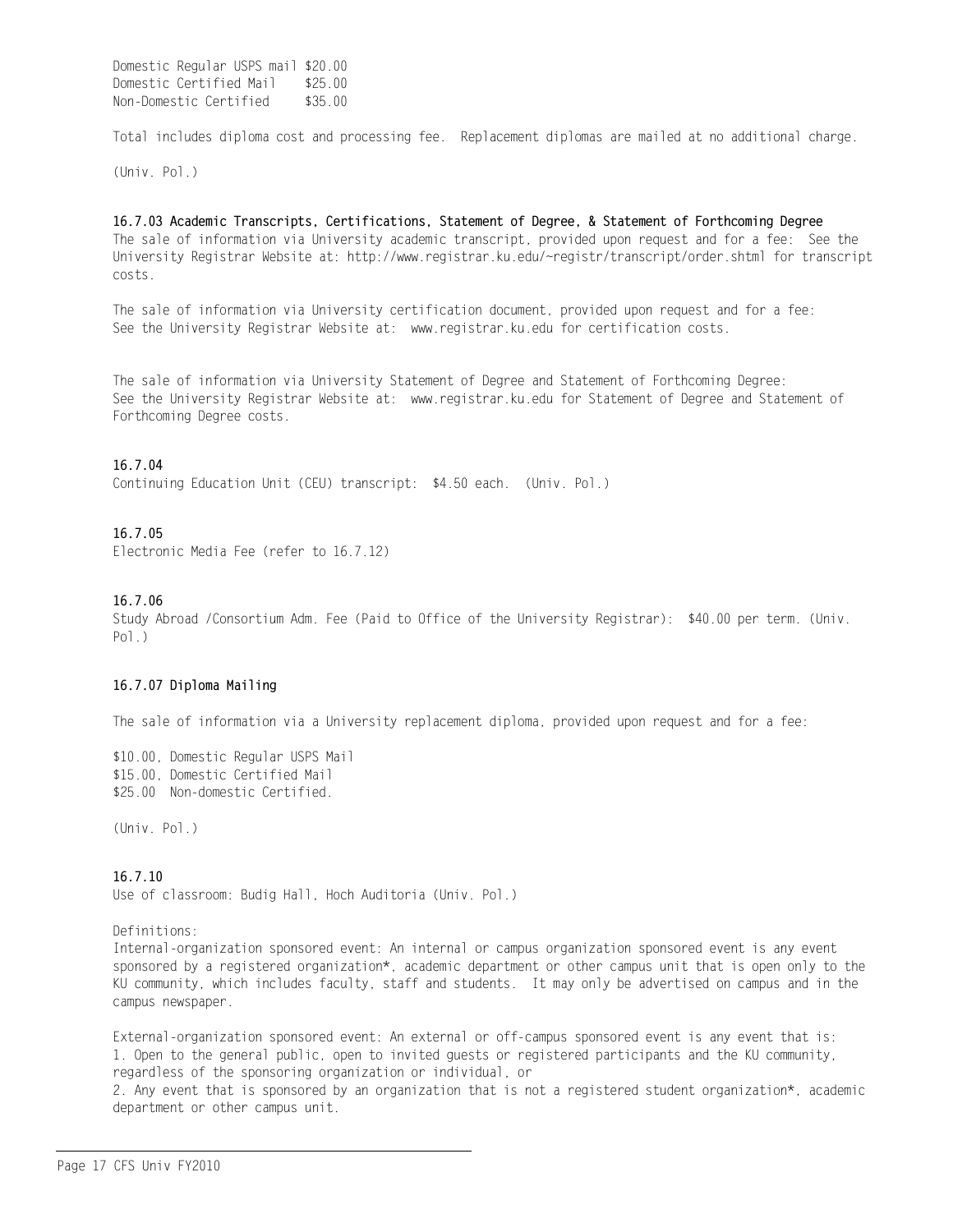| | |
|---|---|
| Domestic Regular USPS mail | $20.00 |
| Domestic Certified Mail | $25.00 |
| Non-Domestic Certified | $35.00 |

Total includes diploma cost and processing fee. Replacement diplomas are mailed at no additional charge.

(Univ. Pol.)

**16.7.03 Academic Transcripts, Certifications, Statement of Degree, & Statement of Forthcoming Degree**

The sale of information via University academic transcript, provided upon request and for a fee: See the University Registrar Website at: http://www.registrar.ku.edu/~registr/transcript/order.shtml for transcript costs.

The sale of information via University certification document, provided upon request and for a fee: See the University Registrar Website at: www.registrar.ku.edu for certification costs.

The sale of information via University Statement of Degree and Statement of Forthcoming Degree: See the University Registrar Website at: www.registrar.ku.edu for Statement of Degree and Statement of Forthcoming Degree costs.

**16.7.04**

Continuing Education Unit (CEU) transcript: $4.50 each. (Univ. Pol.)

**16.7.05**

Electronic Media Fee (refer to 16.7.12)

**16.7.06**

Study Abroad /Consortium Adm. Fee (Paid to Office of the University Registrar): $40.00 per term. (Univ. Pol.)

**16.7.07 Diploma Mailing**

The sale of information via a University replacement diploma, provided upon request and for a fee:

$10.00, Domestic Regular USPS Mail
$15.00, Domestic Certified Mail
$25.00 Non-domestic Certified.

(Univ. Pol.)

**16.7.10**

Use of classroom: Budig Hall, Hoch Auditoria (Univ. Pol.)

Definitions:

Internal-organization sponsored event: An internal or campus organization sponsored event is any event sponsored by a registered organization*, academic department or other campus unit that is open only to the KU community, which includes faculty, staff and students. It may only be advertised on campus and in the campus newspaper.

External-organization sponsored event: An external or off-campus sponsored event is any event that is:
1. Open to the general public, open to invited guests or registered participants and the KU community, regardless of the sponsoring organization or individual, or
2. Any event that is sponsored by an organization that is not a registered student organization*, academic department or other campus unit.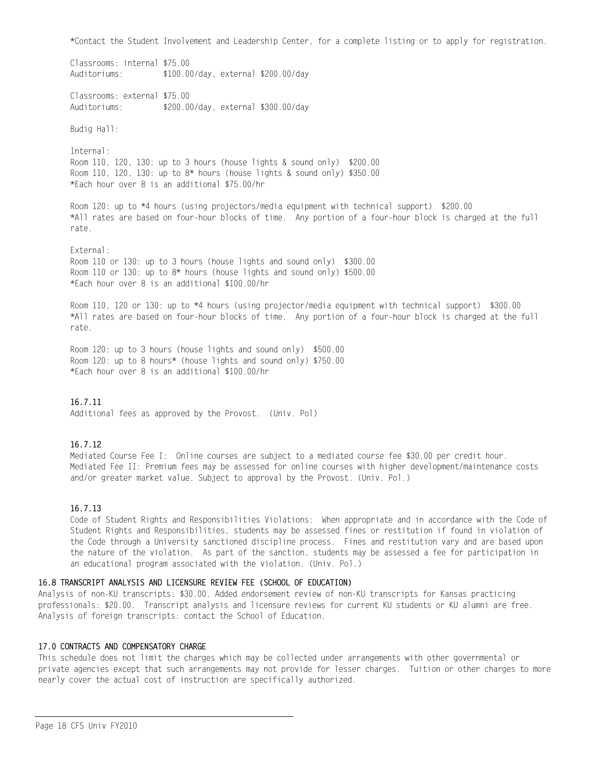*Contact the Student Involvement and Leadership Center, for a complete listing or to apply for registration.

Classrooms: internal $75.00
Auditoriums: $100.00/day, external $200.00/day

Classrooms: external $75.00
Auditoriums: $200.00/day, external $300.00/day

Budig Hall:

Internal:
Room 110, 120, 130: up to 3 hours (house lights & sound only) $200.00
Room 110, 120, 130: up to 8* hours (house lights & sound only) $350.00
*Each hour over 8 is an additional $75.00/hr

Room 120: up to *4 hours (using projectors/media equipment with technical support) $200.00
*All rates are based on four-hour blocks of time. Any portion of a four-hour block is charged at the full rate.

External:
Room 110 or 130: up to 3 hours (house lights and sound only) $300.00
Room 110 or 130: up to 8* hours (house lights and sound only) $500.00
*Each hour over 8 is an additional $100.00/hr

Room 110, 120 or 130: up to *4 hours (using projector/media equipment with technical support) $300.00
*All rates are based on four-hour blocks of time. Any portion of a four-hour block is charged at the full rate.

Room 120: up to 3 hours (house lights and sound only) $500.00
Room 120: up to 8 hours* (house lights and sound only) $750.00
*Each hour over 8 is an additional $100.00/hr

**16.7.11**
Additional fees as approved by the Provost. (Univ. Pol)

**16.7.12**
Mediated Course Fee I: Online courses are subject to a mediated course fee $30.00 per credit hour.
Mediated Fee II: Premium fees may be assessed for online courses with higher development/maintenance costs and/or greater market value. Subject to approval by the Provost. (Univ. Pol.)

**16.7.13**
Code of Student Rights and Responsibilities Violations: When appropriate and in accordance with the Code of Student Rights and Responsibilities, students may be assessed fines or restitution if found in violation of the Code through a University sanctioned discipline process. Fines and restitution vary and are based upon the nature of the violation. As part of the sanction, students may be assessed a fee for participation in an educational program associated with the violation. (Univ. Pol.)

## 16.8 TRANSCRIPT ANALYSIS AND LICENSURE REVIEW FEE (SCHOOL OF EDUCATION)

Analysis of non-KU transcripts: $30.00. Added endorsement review of non-KU transcripts for Kansas practicing professionals: $20.00. Transcript analysis and licensure reviews for current KU students or KU alumni are free. Analysis of foreign transcripts: contact the School of Education.

## 17.0 CONTRACTS AND COMPENSATORY CHARGE

This schedule does not limit the charges which may be collected under arrangements with other governmental or private agencies except that such arrangements may not provide for lesser charges. Tuition or other charges to more nearly cover the actual cost of instruction are specifically authorized.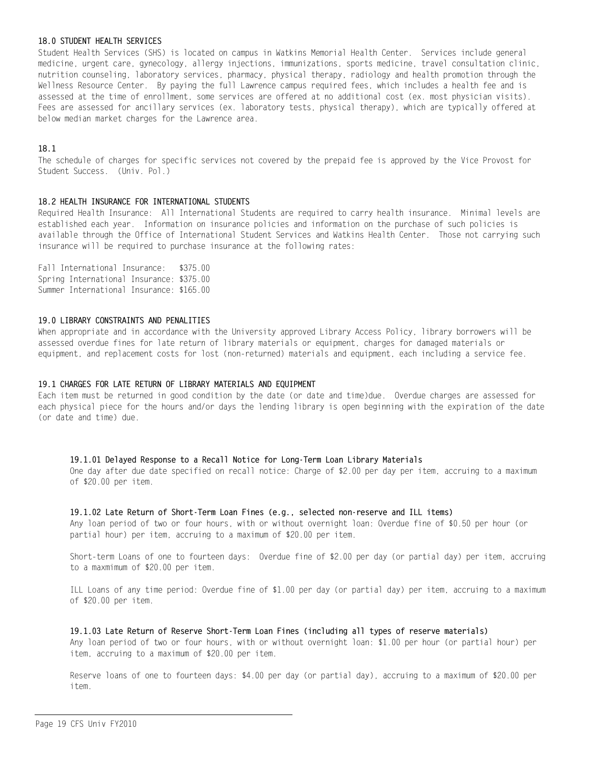## 18.0 STUDENT HEALTH SERVICES

Student Health Services (SHS) is located on campus in Watkins Memorial Health Center. Services include general medicine, urgent care, gynecology, allergy injections, immunizations, sports medicine, travel consultation clinic, nutrition counseling, laboratory services, pharmacy, physical therapy, radiology and health promotion through the Wellness Resource Center. By paying the full Lawrence campus required fees, which includes a health fee and is assessed at the time of enrollment, some services are offered at no additional cost (ex. most physician visits). Fees are assessed for ancillary services (ex. laboratory tests, physical therapy), which are typically offered at below median market charges for the Lawrence area.

## 18.1

The schedule of charges for specific services not covered by the prepaid fee is approved by the Vice Provost for Student Success. (Univ. Pol.)

## 18.2 HEALTH INSURANCE FOR INTERNATIONAL STUDENTS

Required Health Insurance: All International Students are required to carry health insurance. Minimal levels are established each year. Information on insurance policies and information on the purchase of such policies is available through the Office of International Student Services and Watkins Health Center. Those not carrying such insurance will be required to purchase insurance at the following rates:

Fall International Insurance: $375.00
Spring International Insurance: $375.00
Summer International Insurance: $165.00

## 19.0 LIBRARY CONSTRAINTS AND PENALITIES

When appropriate and in accordance with the University approved Library Access Policy, library borrowers will be assessed overdue fines for late return of library materials or equipment, charges for damaged materials or equipment, and replacement costs for lost (non-returned) materials and equipment, each including a service fee.

## 19.1 CHARGES FOR LATE RETURN OF LIBRARY MATERIALS AND EQUIPMENT

Each item must be returned in good condition by the date (or date and time)due. Overdue charges are assessed for each physical piece for the hours and/or days the lending library is open beginning with the expiration of the date (or date and time) due.

### 19.1.01 Delayed Response to a Recall Notice for Long-Term Loan Library Materials

One day after due date specified on recall notice: Charge of $2.00 per day per item, accruing to a maximum of $20.00 per item.

### 19.1.02 Late Return of Short-Term Loan Fines (e.g., selected non-reserve and ILL items)

Any loan period of two or four hours, with or without overnight loan: Overdue fine of $0.50 per hour (or partial hour) per item, accruing to a maximum of $20.00 per item.

Short-term Loans of one to fourteen days: Overdue fine of $2.00 per day (or partial day) per item, accruing to a maxmimum of $20.00 per item.

ILL Loans of any time period: Overdue fine of $1.00 per day (or partial day) per item, accruing to a maximum of $20.00 per item.

### 19.1.03 Late Return of Reserve Short-Term Loan Fines (including all types of reserve materials)

Any loan period of two or four hours, with or without overnight loan: $1.00 per hour (or partial hour) per item, accruing to a maximum of $20.00 per item.

Reserve loans of one to fourteen days: $4.00 per day (or partial day), accruing to a maximum of $20.00 per item.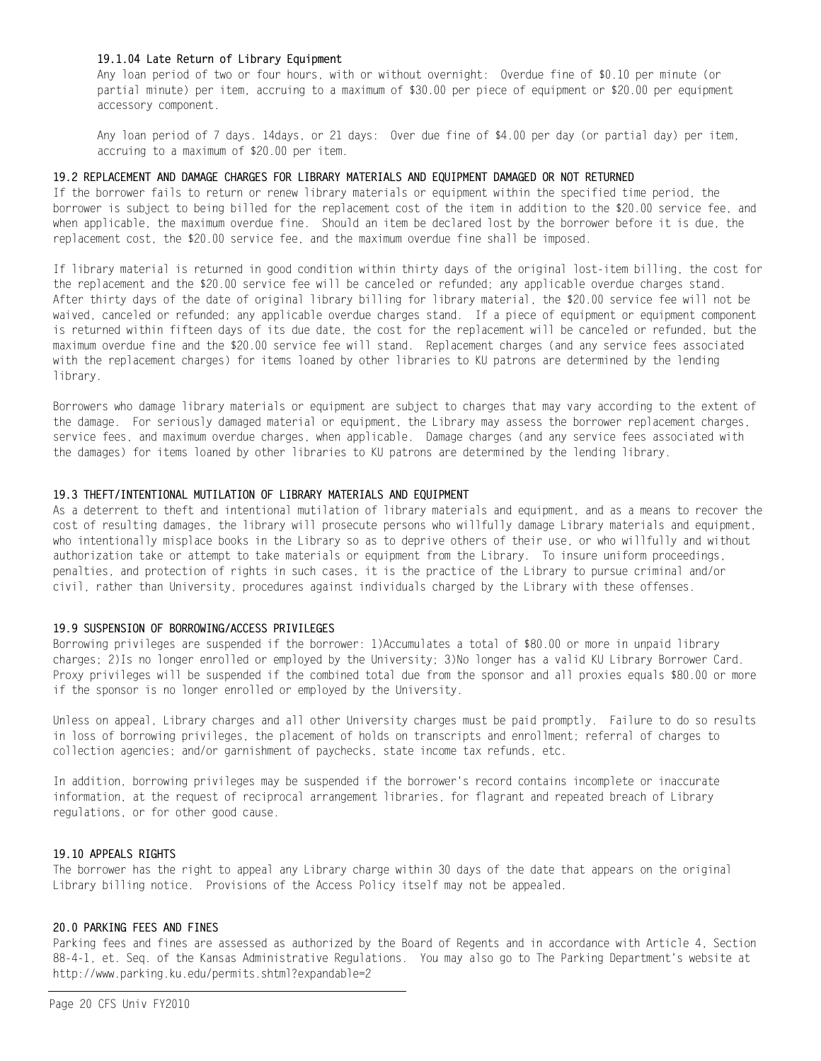#### 19.1.04 Late Return of Library Equipment

Any loan period of two or four hours, with or without overnight: Overdue fine of $0.10 per minute (or partial minute) per item, accruing to a maximum of $30.00 per piece of equipment or $20.00 per equipment accessory component.

Any loan period of 7 days. 14days, or 21 days: Over due fine of $4.00 per day (or partial day) per item, accruing to a maximum of $20.00 per item.

### 19.2 REPLACEMENT AND DAMAGE CHARGES FOR LIBRARY MATERIALS AND EQUIPMENT DAMAGED OR NOT RETURNED

If the borrower fails to return or renew library materials or equipment within the specified time period, the borrower is subject to being billed for the replacement cost of the item in addition to the $20.00 service fee, and when applicable, the maximum overdue fine. Should an item be declared lost by the borrower before it is due, the replacement cost, the $20.00 service fee, and the maximum overdue fine shall be imposed.

If library material is returned in good condition within thirty days of the original lost-item billing, the cost for the replacement and the $20.00 service fee will be canceled or refunded; any applicable overdue charges stand. After thirty days of the date of original library billing for library material, the $20.00 service fee will not be waived, canceled or refunded; any applicable overdue charges stand. If a piece of equipment or equipment component is returned within fifteen days of its due date, the cost for the replacement will be canceled or refunded, but the maximum overdue fine and the $20.00 service fee will stand. Replacement charges (and any service fees associated with the replacement charges) for items loaned by other libraries to KU patrons are determined by the lending library.

Borrowers who damage library materials or equipment are subject to charges that may vary according to the extent of the damage. For seriously damaged material or equipment, the Library may assess the borrower replacement charges, service fees, and maximum overdue charges, when applicable. Damage charges (and any service fees associated with the damages) for items loaned by other libraries to KU patrons are determined by the lending library.

### 19.3 THEFT/INTENTIONAL MUTILATION OF LIBRARY MATERIALS AND EQUIPMENT

As a deterrent to theft and intentional mutilation of library materials and equipment, and as a means to recover the cost of resulting damages, the library will prosecute persons who willfully damage Library materials and equipment, who intentionally misplace books in the Library so as to deprive others of their use, or who willfully and without authorization take or attempt to take materials or equipment from the Library. To insure uniform proceedings, penalties, and protection of rights in such cases, it is the practice of the Library to pursue criminal and/or civil, rather than University, procedures against individuals charged by the Library with these offenses.

### 19.9 SUSPENSION OF BORROWING/ACCESS PRIVILEGES

Borrowing privileges are suspended if the borrower: 1)Accumulates a total of $80.00 or more in unpaid library charges; 2)Is no longer enrolled or employed by the University; 3)No longer has a valid KU Library Borrower Card. Proxy privileges will be suspended if the combined total due from the sponsor and all proxies equals $80.00 or more if the sponsor is no longer enrolled or employed by the University.

Unless on appeal, Library charges and all other University charges must be paid promptly. Failure to do so results in loss of borrowing privileges, the placement of holds on transcripts and enrollment; referral of charges to collection agencies; and/or garnishment of paychecks, state income tax refunds, etc.

In addition, borrowing privileges may be suspended if the borrower's record contains incomplete or inaccurate information, at the request of reciprocal arrangement libraries, for flagrant and repeated breach of Library regulations, or for other good cause.

### 19.10 APPEALS RIGHTS

The borrower has the right to appeal any Library charge within 30 days of the date that appears on the original Library billing notice. Provisions of the Access Policy itself may not be appealed.

## 20.0 PARKING FEES AND FINES

Parking fees and fines are assessed as authorized by the Board of Regents and in accordance with Article 4, Section 88-4-1, et. Seq. of the Kansas Administrative Regulations. You may also go to The Parking Department's website at http://www.parking.ku.edu/permits.shtml?expandable=2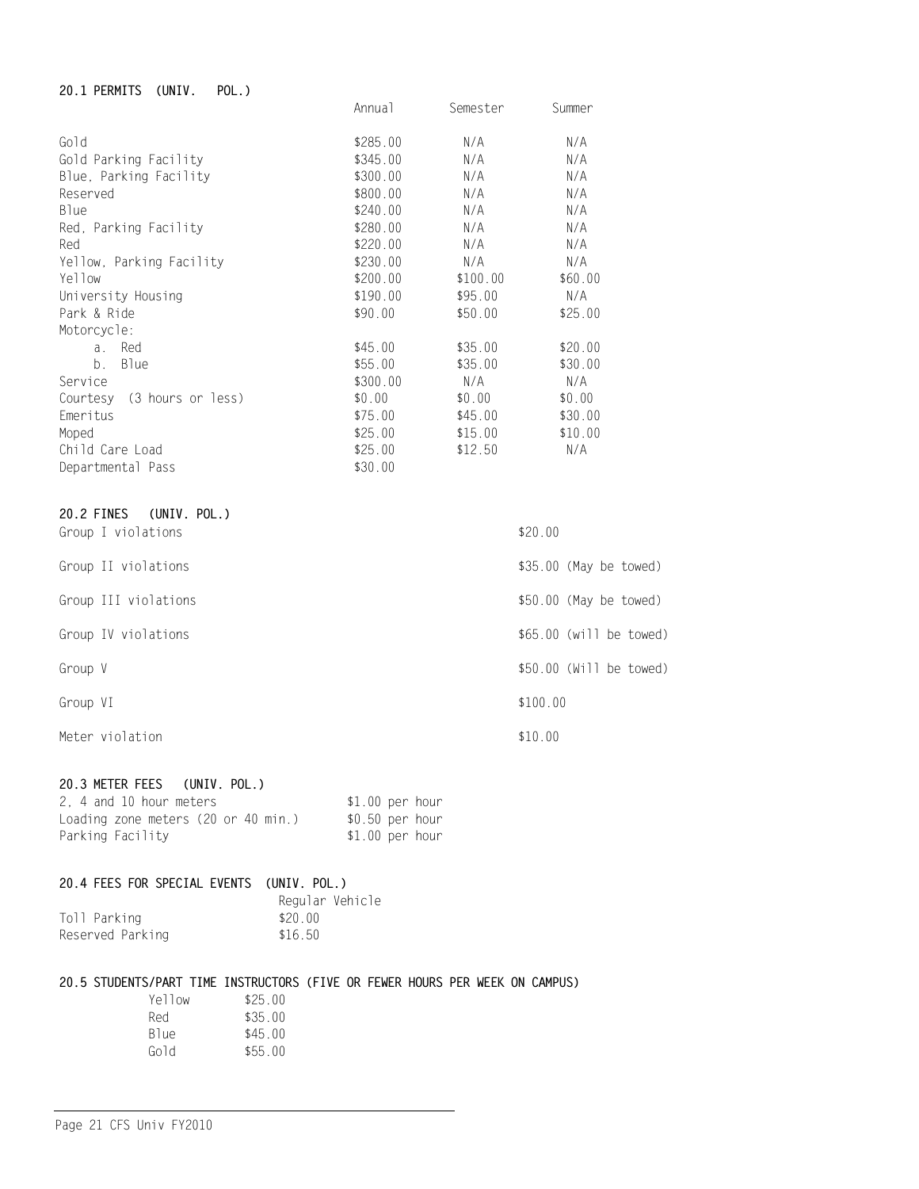### 20.1 PERMITS (UNIV. POL.)

| | Annual | Semester | Summer |
|---|---|---|---|
| Gold | $285.00 | N/A | N/A |
| Gold Parking Facility | $345.00 | N/A | N/A |
| Blue, Parking Facility | $300.00 | N/A | N/A |
| Reserved | $800.00 | N/A | N/A |
| Blue | $240.00 | N/A | N/A |
| Red, Parking Facility | $280.00 | N/A | N/A |
| Red | $220.00 | N/A | N/A |
| Yellow, Parking Facility | $230.00 | N/A | N/A |
| Yellow | $200.00 | $100.00 | $60.00 |
| University Housing | $190.00 | $95.00 | N/A |
| Park & Ride | $90.00 | $50.00 | $25.00 |
| Motorcycle: | | | |
| a. Red | $45.00 | $35.00 | $20.00 |
| b. Blue | $55.00 | $35.00 | $30.00 |
| Service | $300.00 | N/A | N/A |
| Courtesy (3 hours or less) | $0.00 | $0.00 | $0.00 |
| Emeritus | $75.00 | $45.00 | $30.00 |
| Moped | $25.00 | $15.00 | $10.00 |
| Child Care Load | $25.00 | $12.50 | N/A |
| Departmental Pass | $30.00 | | |

### 20.2 FINES (UNIV. POL.)

| | |
|---|---|
| Group I violations | $20.00 |
| Group II violations | $35.00 (May be towed) |
| Group III violations | $50.00 (May be towed) |
| Group IV violations | $65.00 (will be towed) |
| Group V | $50.00 (Will be towed) |
| Group VI | $100.00 |
| Meter violation | $10.00 |

### 20.3 METER FEES (UNIV. POL.)

| | |
|---|---|
| 2, 4 and 10 hour meters | $1.00 per hour |
| Loading zone meters (20 or 40 min.) | $0.50 per hour |
| Parking Facility | $1.00 per hour |

### 20.4 FEES FOR SPECIAL EVENTS (UNIV. POL.)

| | Regular Vehicle |
|---|---|
| Toll Parking | $20.00 |
| Reserved Parking | $16.50 |

### 20.5 STUDENTS/PART TIME INSTRUCTORS (FIVE OR FEWER HOURS PER WEEK ON CAMPUS)

| | |
|---|---|
| Yellow | $25.00 |
| Red | $35.00 |
| Blue | $45.00 |
| Gold | $55.00 |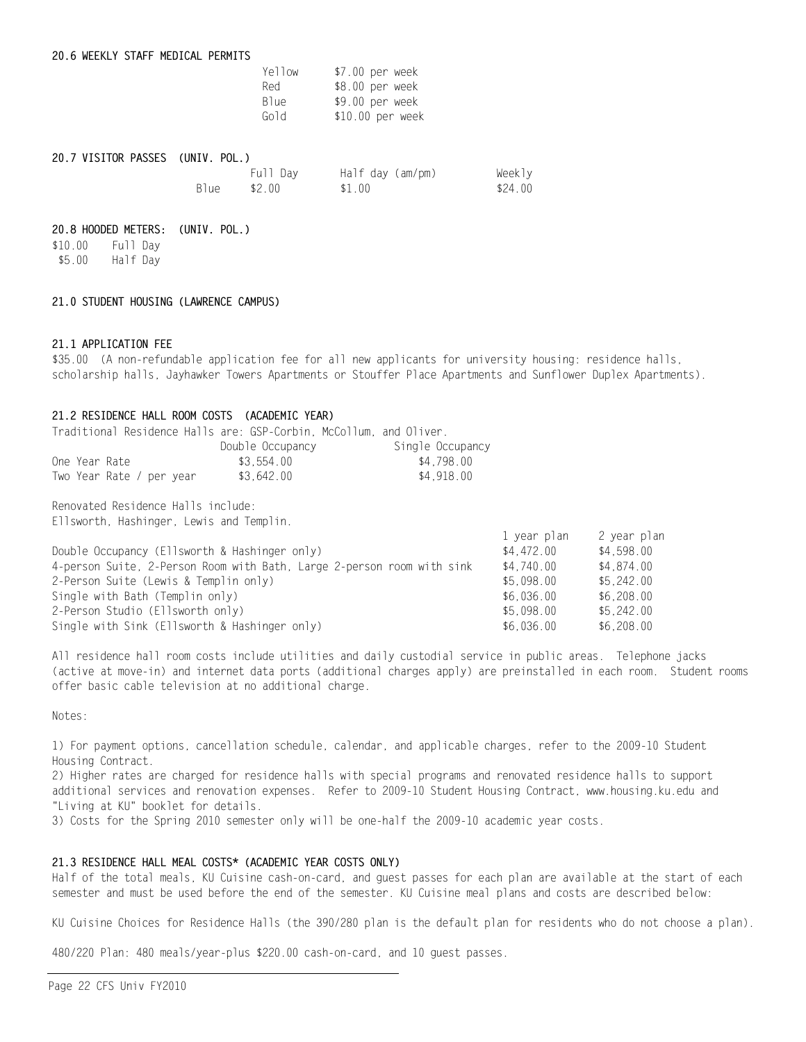#### 20.6 WEEKLY STAFF MEDICAL PERMITS

| | |
|---|---|
| Yellow | $7.00 per week |
| Red | $8.00 per week |
| Blue | $9.00 per week |
| Gold | $10.00 per week |

#### 20.7 VISITOR PASSES (UNIV. POL.)

| | Full Day | Half day (am/pm) | Weekly |
|---|---|---|---|
| Blue | $2.00 | $1.00 | $24.00 |

#### 20.8 HOODED METERS: (UNIV. POL.)

| | |
|---|---|
| $10.00 | Full Day |
| $5.00 | Half Day |

## 21.0 STUDENT HOUSING (LAWRENCE CAMPUS)

#### 21.1 APPLICATION FEE

$35.00 (A non-refundable application fee for all new applicants for university housing: residence halls, scholarship halls, Jayhawker Towers Apartments or Stouffer Place Apartments and Sunflower Duplex Apartments).

#### 21.2 RESIDENCE HALL ROOM COSTS (ACADEMIC YEAR)

Traditional Residence Halls are: GSP-Corbin, McCollum, and Oliver.

| | Double Occupancy | Single Occupancy |
|---|---|---|
| One Year Rate | $3,554.00 | $4,798.00 |
| Two Year Rate / per year | $3,642.00 | $4,918.00 |

Renovated Residence Halls include:
Ellsworth, Hashinger, Lewis and Templin.

| | 1 year plan | 2 year plan |
|---|---|---|
| Double Occupancy (Ellsworth & Hashinger only) | $4,472.00 | $4,598.00 |
| 4-person Suite, 2-Person Room with Bath, Large 2-person room with sink | $4,740.00 | $4,874.00 |
| 2-Person Suite (Lewis & Templin only) | $5,098.00 | $5,242.00 |
| Single with Bath (Templin only) | $6,036.00 | $6,208.00 |
| 2-Person Studio (Ellsworth only) | $5,098.00 | $5,242.00 |
| Single with Sink (Ellsworth & Hashinger only) | $6,036.00 | $6,208.00 |

All residence hall room costs include utilities and daily custodial service in public areas. Telephone jacks (active at move-in) and internet data ports (additional charges apply) are preinstalled in each room. Student rooms offer basic cable television at no additional charge.

Notes:

1) For payment options, cancellation schedule, calendar, and applicable charges, refer to the 2009-10 Student Housing Contract.
2) Higher rates are charged for residence halls with special programs and renovated residence halls to support additional services and renovation expenses. Refer to 2009-10 Student Housing Contract, www.housing.ku.edu and "Living at KU" booklet for details.
3) Costs for the Spring 2010 semester only will be one-half the 2009-10 academic year costs.

#### 21.3 RESIDENCE HALL MEAL COSTS* (ACADEMIC YEAR COSTS ONLY)

Half of the total meals, KU Cuisine cash-on-card, and guest passes for each plan are available at the start of each semester and must be used before the end of the semester. KU Cuisine meal plans and costs are described below:

KU Cuisine Choices for Residence Halls (the 390/280 plan is the default plan for residents who do not choose a plan).

480/220 Plan: 480 meals/year-plus $220.00 cash-on-card, and 10 guest passes.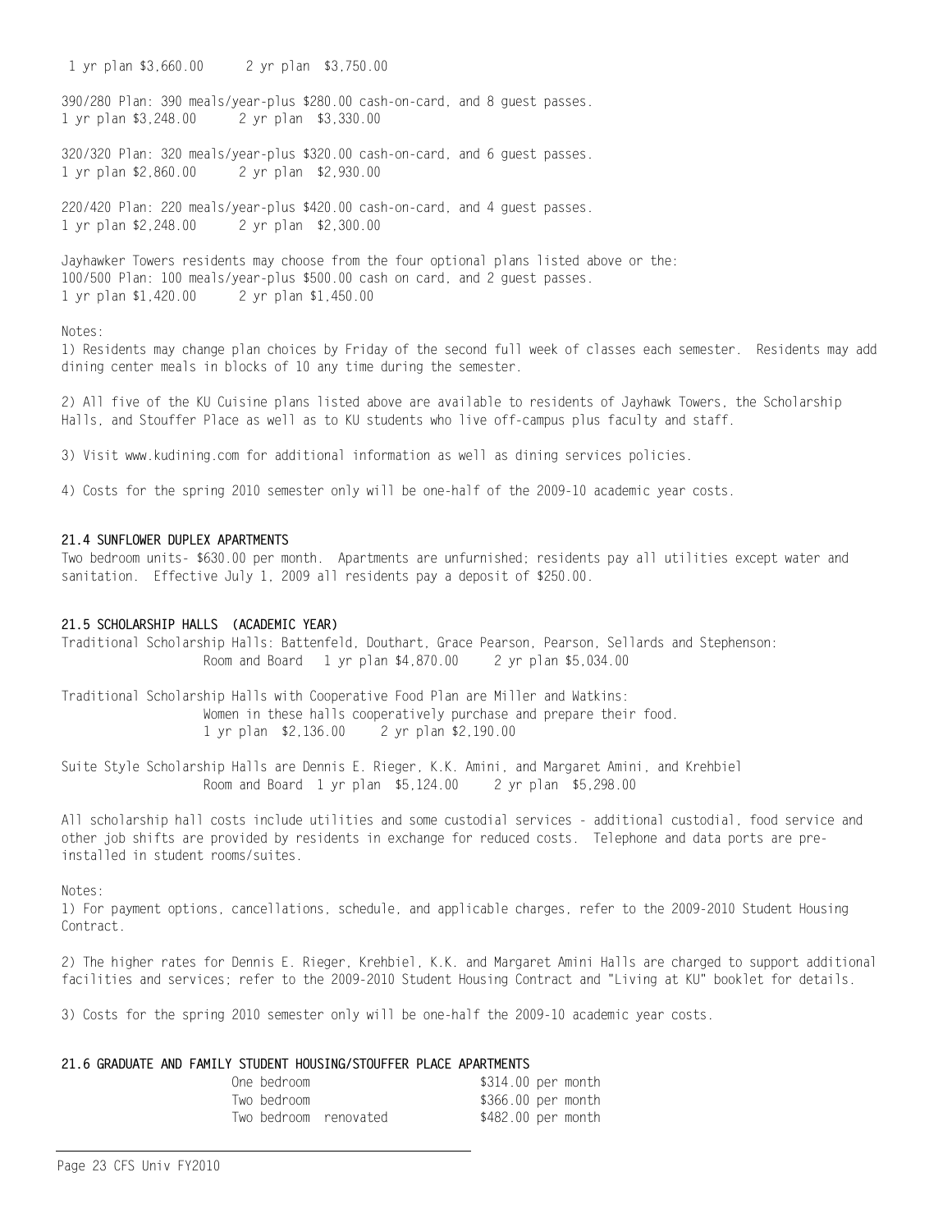1 yr plan $3,660.00 2 yr plan $3,750.00

390/280 Plan: 390 meals/year-plus $280.00 cash-on-card, and 8 guest passes.
1 yr plan $3,248.00 2 yr plan $3,330.00

320/320 Plan: 320 meals/year-plus $320.00 cash-on-card, and 6 guest passes.
1 yr plan $2,860.00 2 yr plan $2,930.00

220/420 Plan: 220 meals/year-plus $420.00 cash-on-card, and 4 guest passes.
1 yr plan $2,248.00 2 yr plan $2,300.00

Jayhawker Towers residents may choose from the four optional plans listed above or the:
100/500 Plan: 100 meals/year-plus $500.00 cash on card, and 2 guest passes.
1 yr plan $1,420.00 2 yr plan $1,450.00

Notes:

1) Residents may change plan choices by Friday of the second full week of classes each semester. Residents may add dining center meals in blocks of 10 any time during the semester.

2) All five of the KU Cuisine plans listed above are available to residents of Jayhawk Towers, the Scholarship Halls, and Stouffer Place as well as to KU students who live off-campus plus faculty and staff.

3) Visit www.kudining.com for additional information as well as dining services policies.

4) Costs for the spring 2010 semester only will be one-half of the 2009-10 academic year costs.

### 21.4 SUNFLOWER DUPLEX APARTMENTS

Two bedroom units- $630.00 per month. Apartments are unfurnished; residents pay all utilities except water and sanitation. Effective July 1, 2009 all residents pay a deposit of $250.00.

### 21.5 SCHOLARSHIP HALLS (ACADEMIC YEAR)

Traditional Scholarship Halls: Battenfeld, Douthart, Grace Pearson, Pearson, Sellards and Stephenson:
Room and Board 1 yr plan $4,870.00 2 yr plan $5,034.00

Traditional Scholarship Halls with Cooperative Food Plan are Miller and Watkins:
Women in these halls cooperatively purchase and prepare their food.
1 yr plan $2,136.00 2 yr plan $2,190.00

Suite Style Scholarship Halls are Dennis E. Rieger, K.K. Amini, and Margaret Amini, and Krehbiel
Room and Board 1 yr plan $5,124.00 2 yr plan $5,298.00

All scholarship hall costs include utilities and some custodial services - additional custodial, food service and other job shifts are provided by residents in exchange for reduced costs. Telephone and data ports are pre-installed in student rooms/suites.

Notes:

1) For payment options, cancellations, schedule, and applicable charges, refer to the 2009-2010 Student Housing Contract.

2) The higher rates for Dennis E. Rieger, Krehbiel, K.K. and Margaret Amini Halls are charged to support additional facilities and services; refer to the 2009-2010 Student Housing Contract and "Living at KU" booklet for details.

3) Costs for the spring 2010 semester only will be one-half the 2009-10 academic year costs.

### 21.6 GRADUATE AND FAMILY STUDENT HOUSING/STOUFFER PLACE APARTMENTS

| | |
|---|---|
| One bedroom | $314.00 per month |
| Two bedroom | $366.00 per month |
| Two bedroom renovated | $482.00 per month |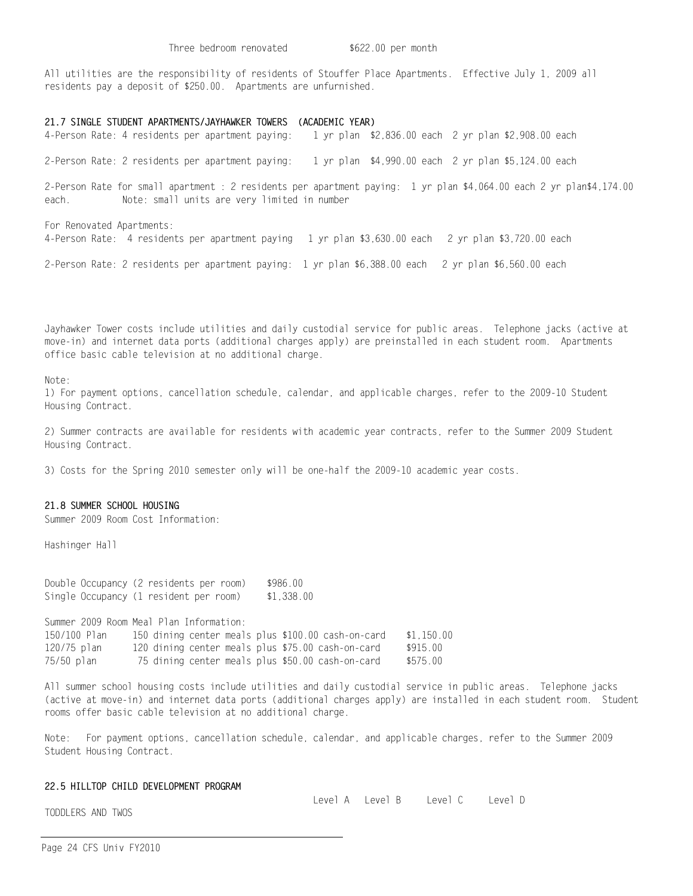Three bedroom renovated $622.00 per month

All utilities are the responsibility of residents of Stouffer Place Apartments. Effective July 1, 2009 all residents pay a deposit of $250.00. Apartments are unfurnished.

**21.7 SINGLE STUDENT APARTMENTS/JAYHAWKER TOWERS (ACADEMIC YEAR)**

4-Person Rate: 4 residents per apartment paying: 1 yr plan $2,836.00 each 2 yr plan $2,908.00 each

2-Person Rate: 2 residents per apartment paying: 1 yr plan $4,990.00 each 2 yr plan $5,124.00 each

2-Person Rate for small apartment : 2 residents per apartment paying: 1 yr plan $4,064.00 each 2 yr plan$4,174.00 each. Note: small units are very limited in number

For Renovated Apartments:
4-Person Rate: 4 residents per apartment paying 1 yr plan $3,630.00 each 2 yr plan $3,720.00 each

2-Person Rate: 2 residents per apartment paying: 1 yr plan $6,388.00 each 2 yr plan $6,560.00 each

Jayhawker Tower costs include utilities and daily custodial service for public areas. Telephone jacks (active at move-in) and internet data ports (additional charges apply) are preinstalled in each student room. Apartments office basic cable television at no additional charge.

Note:

1) For payment options, cancellation schedule, calendar, and applicable charges, refer to the 2009-10 Student Housing Contract.

2) Summer contracts are available for residents with academic year contracts, refer to the Summer 2009 Student Housing Contract.

3) Costs for the Spring 2010 semester only will be one-half the 2009-10 academic year costs.

**21.8 SUMMER SCHOOL HOUSING**

Summer 2009 Room Cost Information:

Hashinger Hall

| | |
|---|---|
| Double Occupancy (2 residents per room) | $986.00 |
| Single Occupancy (1 resident per room) | $1,338.00 |

Summer 2009 Room Meal Plan Information:

| | | |
|---|---|---|
| 150/100 Plan | 150 dining center meals plus $100.00 cash-on-card | $1,150.00 |
| 120/75 plan | 120 dining center meals plus $75.00 cash-on-card | $915.00 |
| 75/50 plan | 75 dining center meals plus $50.00 cash-on-card | $575.00 |

All summer school housing costs include utilities and daily custodial service in public areas. Telephone jacks (active at move-in) and internet data ports (additional charges apply) are installed in each student room. Student rooms offer basic cable television at no additional charge.

Note: For payment options, cancellation schedule, calendar, and applicable charges, refer to the Summer 2009 Student Housing Contract.

**22.5 HILLTOP CHILD DEVELOPMENT PROGRAM**

| | Level A | Level B | Level C | Level D |
|---|---|---|---|---|
| TODDLERS AND TWOS | | | | |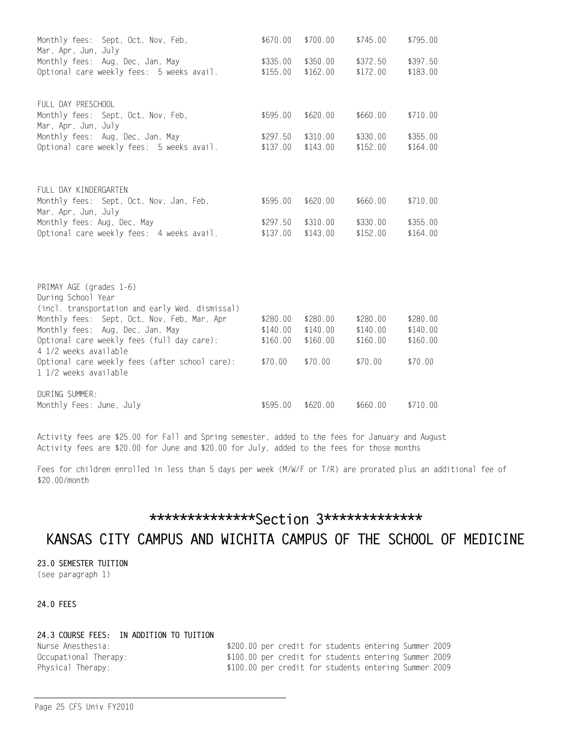| | | | | |
|---|---|---|---|---|
| Monthly fees: Sept, Oct, Nov, Feb, Mar, Apr, Jun, July | $670.00 | $700.00 | $745.00 | $795.00 |
| Monthly fees: Aug, Dec, Jan, May | $335.00 | $350.00 | $372.50 | $397.50 |
| Optional care weekly fees: 5 weeks avail. | $155.00 | $162.00 | $172.00 | $183.00 |

| FULL DAY PRESCHOOL | | | | |
|---|---|---|---|---|
| Monthly fees: Sept, Oct, Nov, Feb, Mar, Apr, Jun, July | $595.00 | $620.00 | $660.00 | $710.00 |
| Monthly fees: Aug, Dec, Jan, May | $297.50 | $310.00 | $330.00 | $355.00 |
| Optional care weekly fees: 5 weeks avail. | $137.00 | $143.00 | $152.00 | $164.00 |

| FULL DAY KINDERGARTEN | | | | |
|---|---|---|---|---|
| Monthly fees: Sept, Oct, Nov, Jan, Feb, Mar, Apr, Jun, July | $595.00 | $620.00 | $660.00 | $710.00 |
| Monthly fees: Aug, Dec, May | $297.50 | $310.00 | $330.00 | $355.00 |
| Optional care weekly fees: 4 weeks avail. | $137.00 | $143.00 | $152.00 | $164.00 |

| PRIMAY AGE (grades 1-6) During School Year (incl. transportation and early Wed. dismissal) | | | | |
|---|---|---|---|---|
| Monthly fees: Sept, Oct, Nov, Feb, Mar, Apr | $280.00 | $280.00 | $280.00 | $280.00 |
| Monthly fees: Aug, Dec, Jan, May | $140.00 | $140.00 | $140.00 | $140.00 |
| Optional care weekly fees (full day care): 4 1/2 weeks available | $160.00 | $160.00 | $160.00 | $160.00 |
| Optional care weekly fees (after school care): 1 1/2 weeks available | $70.00 | $70.00 | $70.00 | $70.00 |
| DURING SUMMER: | | | | |
| Monthly Fees: June, July | $595.00 | $620.00 | $660.00 | $710.00 |

Activity fees are $25.00 for Fall and Spring semester, added to the fees for January and August
Activity fees are $20.00 for June and $20.00 for July, added to the fees for those months

Fees for children enrolled in less than 5 days per week (M/W/F or T/R) are prorated plus an additional fee of $20.00/month

## **************Section 3*************

# KANSAS CITY CAMPUS AND WICHITA CAMPUS OF THE SCHOOL OF MEDICINE

### 23.0 SEMESTER TUITION

(see paragraph 1)

### 24.0 FEES

### 24.3 COURSE FEES: IN ADDITION TO TUITION

| | |
|---|---|
| Nurse Anesthesia: | $200.00 per credit for students entering Summer 2009 |
| Occupational Therapy: | $100.00 per credit for students entering Summer 2009 |
| Physical Therapy: | $100.00 per credit for students entering Summer 2009 |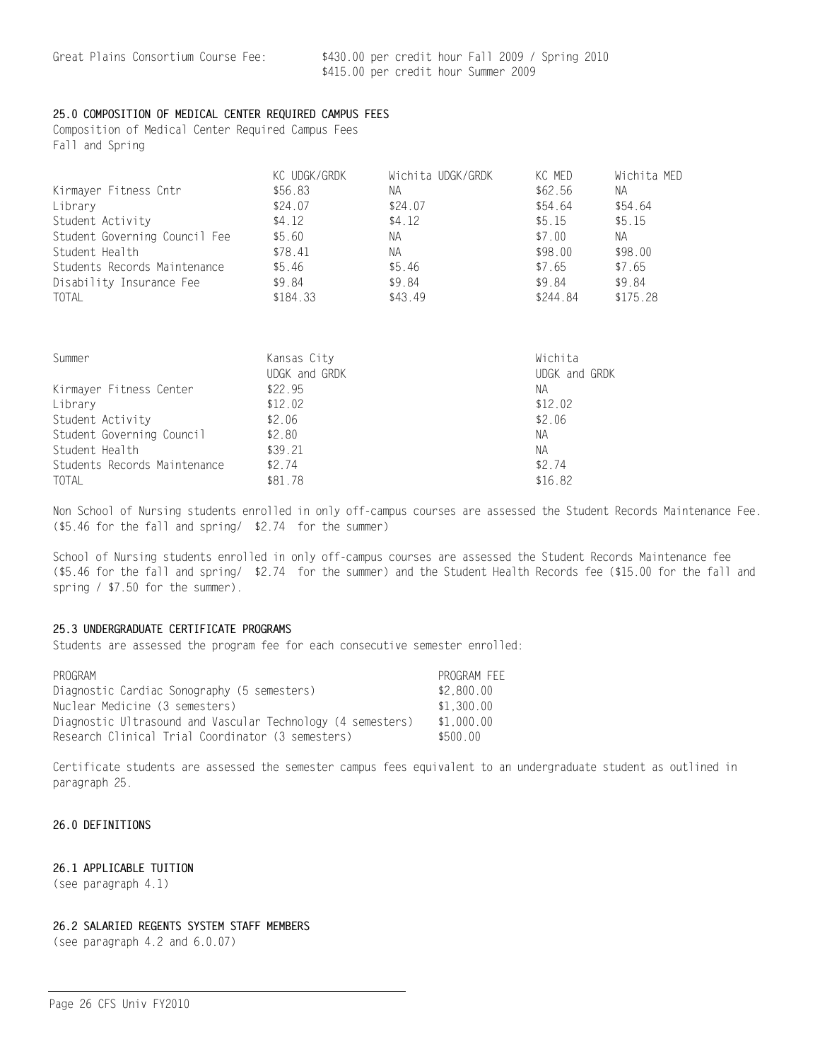Great Plains Consortium Course Fee: $430.00 per credit hour Fall 2009 / Spring 2010
$415.00 per credit hour Summer 2009

## 25.0 COMPOSITION OF MEDICAL CENTER REQUIRED CAMPUS FEES

Composition of Medical Center Required Campus Fees
Fall and Spring

| | KC UDGK/GRDK | Wichita UDGK/GRDK | KC MED | Wichita MED |
|---|---|---|---|---|
| Kirmayer Fitness Cntr | $56.83 | NA | $62.56 | NA |
| Library | $24.07 | $24.07 | $54.64 | $54.64 |
| Student Activity | $4.12 | $4.12 | $5.15 | $5.15 |
| Student Governing Council Fee | $5.60 | NA | $7.00 | NA |
| Student Health | $78.41 | NA | $98.00 | $98.00 |
| Students Records Maintenance | $5.46 | $5.46 | $7.65 | $7.65 |
| Disability Insurance Fee | $9.84 | $9.84 | $9.84 | $9.84 |
| TOTAL | $184.33 | $43.49 | $244.84 | $175.28 |

| Summer | Kansas City UDGK and GRDK | Wichita UDGK and GRDK |
|---|---|---|
| Kirmayer Fitness Center | $22.95 | NA |
| Library | $12.02 | $12.02 |
| Student Activity | $2.06 | $2.06 |
| Student Governing Council | $2.80 | NA |
| Student Health | $39.21 | NA |
| Students Records Maintenance | $2.74 | $2.74 |
| TOTAL | $81.78 | $16.82 |

Non School of Nursing students enrolled in only off-campus courses are assessed the Student Records Maintenance Fee. ($5.46 for the fall and spring/ $2.74 for the summer)

School of Nursing students enrolled in only off-campus courses are assessed the Student Records Maintenance fee ($5.46 for the fall and spring/ $2.74 for the summer) and the Student Health Records fee ($15.00 for the fall and spring / $7.50 for the summer).

## 25.3 UNDERGRADUATE CERTIFICATE PROGRAMS

Students are assessed the program fee for each consecutive semester enrolled:

| PROGRAM | PROGRAM FEE |
|---|---|
| Diagnostic Cardiac Sonography (5 semesters) | $2,800.00 |
| Nuclear Medicine (3 semesters) | $1,300.00 |
| Diagnostic Ultrasound and Vascular Technology (4 semesters) | $1,000.00 |
| Research Clinical Trial Coordinator (3 semesters) | $500.00 |

Certificate students are assessed the semester campus fees equivalent to an undergraduate student as outlined in paragraph 25.

## 26.0 DEFINITIONS

### 26.1 APPLICABLE TUITION

(see paragraph 4.1)

### 26.2 SALARIED REGENTS SYSTEM STAFF MEMBERS

(see paragraph 4.2 and 6.0.07)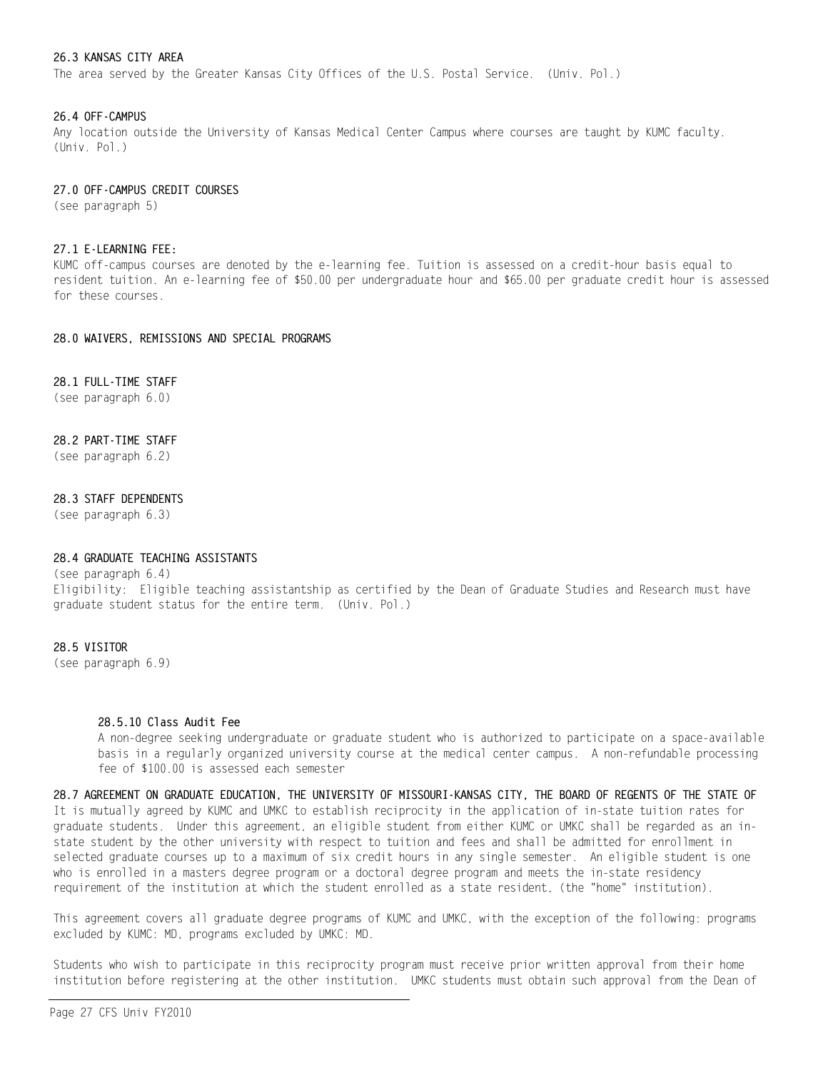**26.3 KANSAS CITY AREA**
The area served by the Greater Kansas City Offices of the U.S. Postal Service. (Univ. Pol.)

**26.4 OFF-CAMPUS**
Any location outside the University of Kansas Medical Center Campus where courses are taught by KUMC faculty. (Univ. Pol.)

**27.0 OFF-CAMPUS CREDIT COURSES**
(see paragraph 5)

**27.1 E-LEARNING FEE:**
KUMC off-campus courses are denoted by the e-learning fee. Tuition is assessed on a credit-hour basis equal to resident tuition. An e-learning fee of $50.00 per undergraduate hour and $65.00 per graduate credit hour is assessed for these courses.

**28.0 WAIVERS, REMISSIONS AND SPECIAL PROGRAMS**

**28.1 FULL-TIME STAFF**
(see paragraph 6.0)

**28.2 PART-TIME STAFF**
(see paragraph 6.2)

**28.3 STAFF DEPENDENTS**
(see paragraph 6.3)

**28.4 GRADUATE TEACHING ASSISTANTS**
(see paragraph 6.4)
Eligibility: Eligible teaching assistantship as certified by the Dean of Graduate Studies and Research must have graduate student status for the entire term. (Univ. Pol.)

**28.5 VISITOR**
(see paragraph 6.9)

**28.5.10 Class Audit Fee**
A non-degree seeking undergraduate or graduate student who is authorized to participate on a space-available basis in a regularly organized university course at the medical center campus. A non-refundable processing fee of $100.00 is assessed each semester

**28.7 AGREEMENT ON GRADUATE EDUCATION, THE UNIVERSITY OF MISSOURI-KANSAS CITY, THE BOARD OF REGENTS OF THE STATE OF**
It is mutually agreed by KUMC and UMKC to establish reciprocity in the application of in-state tuition rates for graduate students. Under this agreement, an eligible student from either KUMC or UMKC shall be regarded as an in-state student by the other university with respect to tuition and fees and shall be admitted for enrollment in selected graduate courses up to a maximum of six credit hours in any single semester. An eligible student is one who is enrolled in a masters degree program or a doctoral degree program and meets the in-state residency requirement of the institution at which the student enrolled as a state resident, (the "home" institution).

This agreement covers all graduate degree programs of KUMC and UMKC, with the exception of the following: programs excluded by KUMC: MD, programs excluded by UMKC: MD.

Students who wish to participate in this reciprocity program must receive prior written approval from their home institution before registering at the other institution. UMKC students must obtain such approval from the Dean of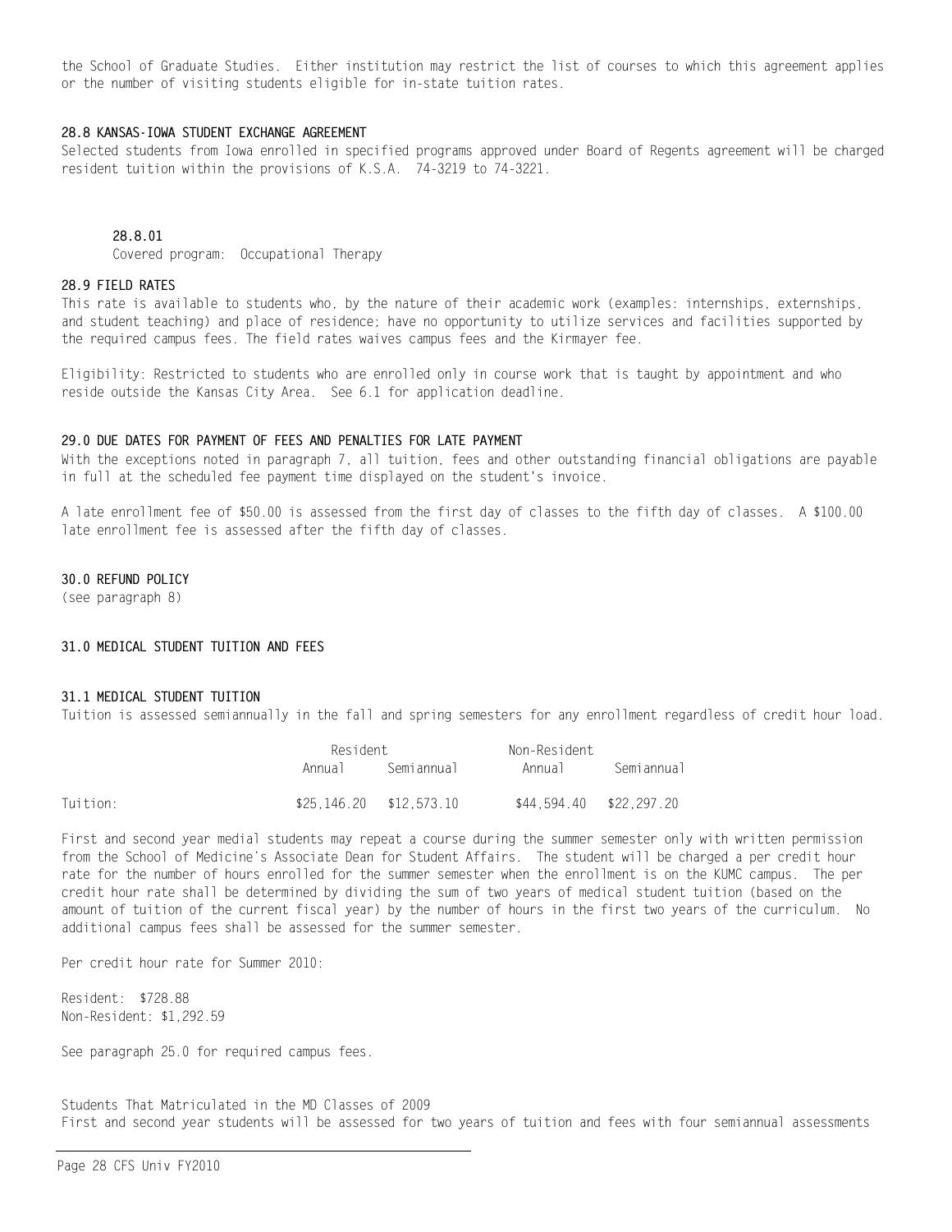the School of Graduate Studies. Either institution may restrict the list of courses to which this agreement applies or the number of visiting students eligible for in-state tuition rates.

### 28.8 KANSAS-IOWA STUDENT EXCHANGE AGREEMENT

Selected students from Iowa enrolled in specified programs approved under Board of Regents agreement will be charged resident tuition within the provisions of K.S.A. 74-3219 to 74-3221.

#### 28.8.01

Covered program: Occupational Therapy

### 28.9 FIELD RATES

This rate is available to students who, by the nature of their academic work (examples: internships, externships, and student teaching) and place of residence; have no opportunity to utilize services and facilities supported by the required campus fees. The field rates waives campus fees and the Kirmayer fee.

Eligibility: Restricted to students who are enrolled only in course work that is taught by appointment and who reside outside the Kansas City Area. See 6.1 for application deadline.

## 29.0 DUE DATES FOR PAYMENT OF FEES AND PENALTIES FOR LATE PAYMENT

With the exceptions noted in paragraph 7, all tuition, fees and other outstanding financial obligations are payable in full at the scheduled fee payment time displayed on the student's invoice.

A late enrollment fee of $50.00 is assessed from the first day of classes to the fifth day of classes. A $100.00 late enrollment fee is assessed after the fifth day of classes.

## 30.0 REFUND POLICY

(see paragraph 8)

## 31.0 MEDICAL STUDENT TUITION AND FEES

### 31.1 MEDICAL STUDENT TUITION

Tuition is assessed semiannually in the fall and spring semesters for any enrollment regardless of credit hour load.

| | Resident | | Non-Resident | |
|---|---|---|---|---|
| | Annual | Semiannual | Annual | Semiannual |
| Tuition: | $25,146.20 | $12,573.10 | $44,594.40 | $22,297.20 |

First and second year medial students may repeat a course during the summer semester only with written permission from the School of Medicine's Associate Dean for Student Affairs. The student will be charged a per credit hour rate for the number of hours enrolled for the summer semester when the enrollment is on the KUMC campus. The per credit hour rate shall be determined by dividing the sum of two years of medical student tuition (based on the amount of tuition of the current fiscal year) by the number of hours in the first two years of the curriculum. No additional campus fees shall be assessed for the summer semester.

Per credit hour rate for Summer 2010:

Resident: $728.88
Non-Resident: $1,292.59

See paragraph 25.0 for required campus fees.

Students That Matriculated in the MD Classes of 2009
First and second year students will be assessed for two years of tuition and fees with four semiannual assessments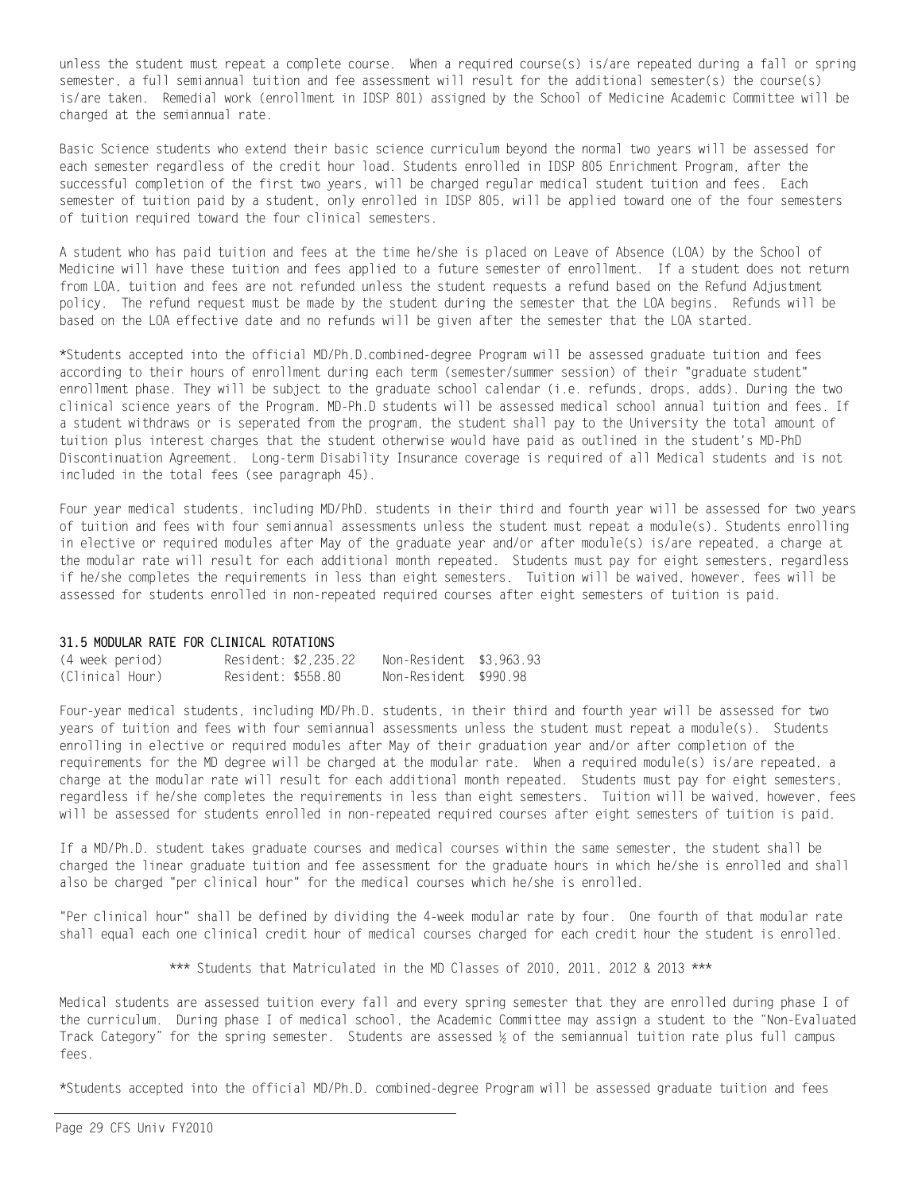unless the student must repeat a complete course. When a required course(s) is/are repeated during a fall or spring semester, a full semiannual tuition and fee assessment will result for the additional semester(s) the course(s) is/are taken. Remedial work (enrollment in IDSP 801) assigned by the School of Medicine Academic Committee will be charged at the semiannual rate.

Basic Science students who extend their basic science curriculum beyond the normal two years will be assessed for each semester regardless of the credit hour load. Students enrolled in IDSP 805 Enrichment Program, after the successful completion of the first two years, will be charged regular medical student tuition and fees. Each semester of tuition paid by a student, only enrolled in IDSP 805, will be applied toward one of the four semesters of tuition required toward the four clinical semesters.

A student who has paid tuition and fees at the time he/she is placed on Leave of Absence (LOA) by the School of Medicine will have these tuition and fees applied to a future semester of enrollment. If a student does not return from LOA, tuition and fees are not refunded unless the student requests a refund based on the Refund Adjustment policy. The refund request must be made by the student during the semester that the LOA begins. Refunds will be based on the LOA effective date and no refunds will be given after the semester that the LOA started.

*Students accepted into the official MD/Ph.D.combined-degree Program will be assessed graduate tuition and fees according to their hours of enrollment during each term (semester/summer session) of their "graduate student" enrollment phase. They will be subject to the graduate school calendar (i.e. refunds, drops, adds). During the two clinical science years of the Program. MD-Ph.D students will be assessed medical school annual tuition and fees. If a student withdraws or is seperated from the program, the student shall pay to the University the total amount of tuition plus interest charges that the student otherwise would have paid as outlined in the student's MD-PhD Discontinuation Agreement. Long-term Disability Insurance coverage is required of all Medical students and is not included in the total fees (see paragraph 45).

Four year medical students, including MD/PhD. students in their third and fourth year will be assessed for two years of tuition and fees with four semiannual assessments unless the student must repeat a module(s). Students enrolling in elective or required modules after May of the graduate year and/or after module(s) is/are repeated, a charge at the modular rate will result for each additional month repeated. Students must pay for eight semesters, regardless if he/she completes the requirements in less than eight semesters. Tuition will be waived, however, fees will be assessed for students enrolled in non-repeated required courses after eight semesters of tuition is paid.

**31.5 MODULAR RATE FOR CLINICAL ROTATIONS**

| | | |
|---|---|---|
| (4 week period) | Resident: $2,235.22 | Non-Resident $3,963.93 |
| (Clinical Hour) | Resident: $558.80 | Non-Resident $990.98 |

Four-year medical students, including MD/Ph.D. students, in their third and fourth year will be assessed for two years of tuition and fees with four semiannual assessments unless the student must repeat a module(s). Students enrolling in elective or required modules after May of their graduation year and/or after completion of the requirements for the MD degree will be charged at the modular rate. When a required module(s) is/are repeated, a charge at the modular rate will result for each additional month repeated. Students must pay for eight semesters, regardless if he/she completes the requirements in less than eight semesters. Tuition will be waived, however, fees will be assessed for students enrolled in non-repeated required courses after eight semesters of tuition is paid.

If a MD/Ph.D. student takes graduate courses and medical courses within the same semester, the student shall be charged the linear graduate tuition and fee assessment for the graduate hours in which he/she is enrolled and shall also be charged "per clinical hour" for the medical courses which he/she is enrolled.

"Per clinical hour" shall be defined by dividing the 4-week modular rate by four. One fourth of that modular rate shall equal each one clinical credit hour of medical courses charged for each credit hour the student is enrolled.

*** Students that Matriculated in the MD Classes of 2010, 2011, 2012 & 2013 ***

Medical students are assessed tuition every fall and every spring semester that they are enrolled during phase I of the curriculum. During phase I of medical school, the Academic Committee may assign a student to the "Non-Evaluated Track Category" for the spring semester. Students are assessed ½ of the semiannual tuition rate plus full campus fees.

*Students accepted into the official MD/Ph.D. combined-degree Program will be assessed graduate tuition and fees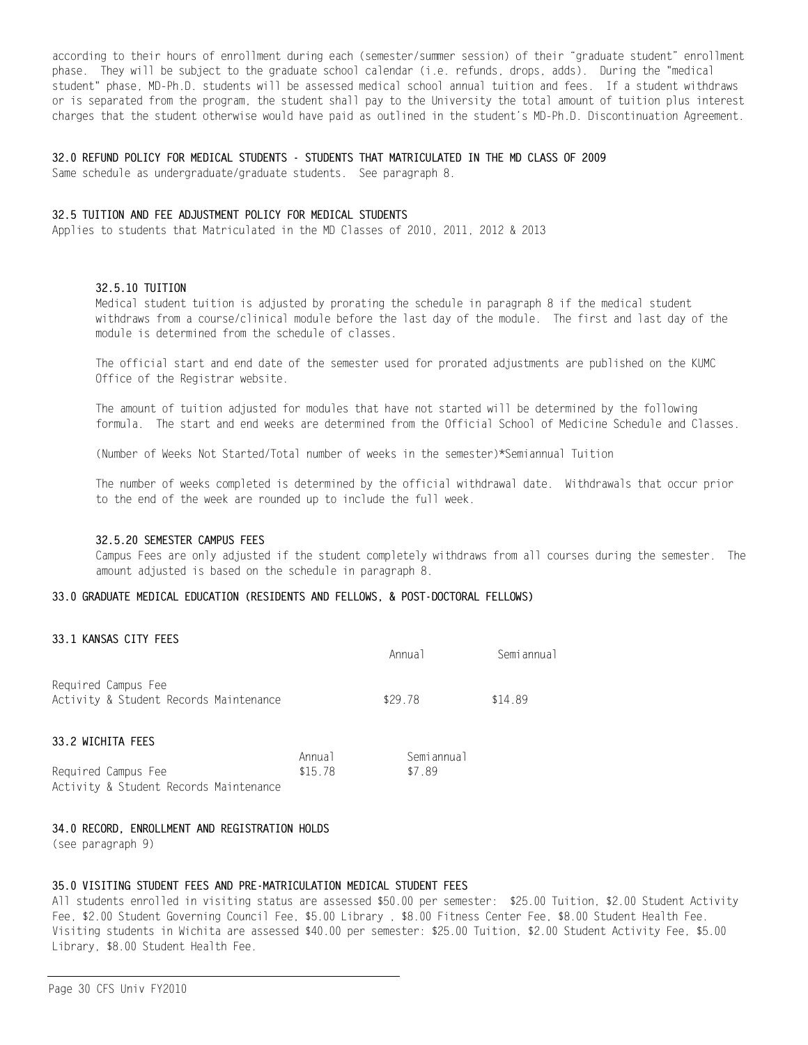according to their hours of enrollment during each (semester/summer session) of their "graduate student" enrollment phase. They will be subject to the graduate school calendar (i.e. refunds, drops, adds). During the "medical student" phase, MD-Ph.D. students will be assessed medical school annual tuition and fees. If a student withdraws or is separated from the program, the student shall pay to the University the total amount of tuition plus interest charges that the student otherwise would have paid as outlined in the student's MD-Ph.D. Discontinuation Agreement.

## 32.0 REFUND POLICY FOR MEDICAL STUDENTS - STUDENTS THAT MATRICULATED IN THE MD CLASS OF 2009

Same schedule as undergraduate/graduate students. See paragraph 8.

## 32.5 TUITION AND FEE ADJUSTMENT POLICY FOR MEDICAL STUDENTS

Applies to students that Matriculated in the MD Classes of 2010, 2011, 2012 & 2013

### 32.5.10 TUITION

Medical student tuition is adjusted by prorating the schedule in paragraph 8 if the medical student withdraws from a course/clinical module before the last day of the module. The first and last day of the module is determined from the schedule of classes.

The official start and end date of the semester used for prorated adjustments are published on the KUMC Office of the Registrar website.

The amount of tuition adjusted for modules that have not started will be determined by the following formula. The start and end weeks are determined from the Official School of Medicine Schedule and Classes.

(Number of Weeks Not Started/Total number of weeks in the semester)*Semiannual Tuition

The number of weeks completed is determined by the official withdrawal date. Withdrawals that occur prior to the end of the week are rounded up to include the full week.

### 32.5.20 SEMESTER CAMPUS FEES

Campus Fees are only adjusted if the student completely withdraws from all courses during the semester. The amount adjusted is based on the schedule in paragraph 8.

## 33.0 GRADUATE MEDICAL EDUCATION (RESIDENTS AND FELLOWS, & POST-DOCTORAL FELLOWS)

### 33.1 KANSAS CITY FEES

| | Annual | Semiannual |
|---|---|---|
| Required Campus Fee<br>Activity & Student Records Maintenance | $29.78 | $14.89 |

### 33.2 WICHITA FEES

| | Annual | Semiannual |
|---|---|---|
| Required Campus Fee<br>Activity & Student Records Maintenance | $15.78 | $7.89 |

## 34.0 RECORD, ENROLLMENT AND REGISTRATION HOLDS

(see paragraph 9)

## 35.0 VISITING STUDENT FEES AND PRE-MATRICULATION MEDICAL STUDENT FEES

All students enrolled in visiting status are assessed $50.00 per semester: $25.00 Tuition, $2.00 Student Activity Fee, $2.00 Student Governing Council Fee, $5.00 Library , $8.00 Fitness Center Fee, $8.00 Student Health Fee. Visiting students in Wichita are assessed $40.00 per semester: $25.00 Tuition, $2.00 Student Activity Fee, $5.00 Library, $8.00 Student Health Fee.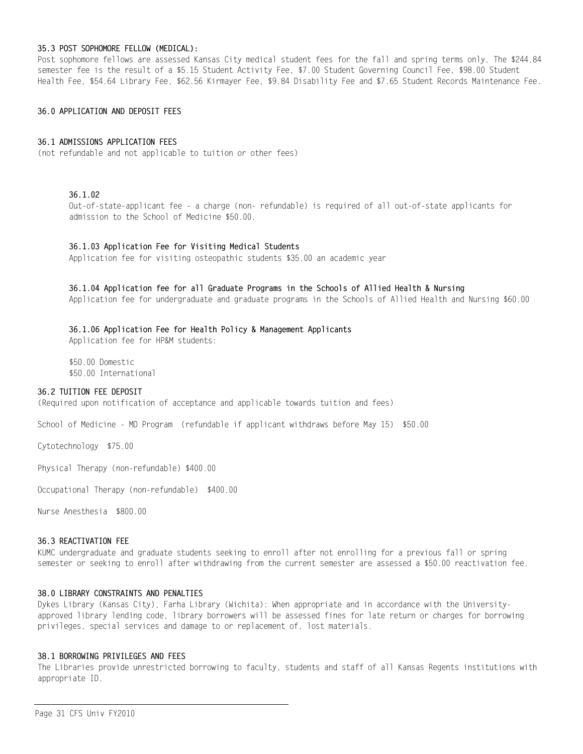### 35.3 POST SOPHOMORE FELLOW (MEDICAL):

Post sophomore fellows are assessed Kansas City medical student fees for the fall and spring terms only. The $244.84 semester fee is the result of a $5.15 Student Activity Fee, $7.00 Student Governing Council Fee, $98.00 Student Health Fee, $54.64 Library Fee, $62.56 Kirmayer Fee, $9.84 Disability Fee and $7.65 Student Records Maintenance Fee.

## 36.0 APPLICATION AND DEPOSIT FEES

### 36.1 ADMISSIONS APPLICATION FEES

(not refundable and not applicable to tuition or other fees)

#### 36.1.02

Out-of-state-applicant fee - a charge (non- refundable) is required of all out-of-state applicants for admission to the School of Medicine $50.00.

#### 36.1.03 Application Fee for Visiting Medical Students

Application fee for visiting osteopathic students $35.00 an academic year

#### 36.1.04 Application fee for all Graduate Programs in the Schools of Allied Health & Nursing

Application fee for undergraduate and graduate programs in the Schools of Allied Health and Nursing $60.00

#### 36.1.06 Application Fee for Health Policy & Management Applicants

Application fee for HP&M students:

$50.00 Domestic
$50.00 International

### 36.2 TUITION FEE DEPOSIT

(Required upon notification of acceptance and applicable towards tuition and fees)

School of Medicine - MD Program (refundable if applicant withdraws before May 15) $50.00

Cytotechnology $75.00

Physical Therapy (non-refundable) $400.00

Occupational Therapy (non-refundable) $400.00

Nurse Anesthesia $800.00

### 36.3 REACTIVATION FEE

KUMC undergraduate and graduate students seeking to enroll after not enrolling for a previous fall or spring semester or seeking to enroll after withdrawing from the current semester are assessed a $50.00 reactivation fee.

## 38.0 LIBRARY CONSTRAINTS AND PENALTIES

Dykes Library (Kansas City), Farha Library (Wichita): When appropriate and in accordance with the University-approved library lending code, library borrowers will be assessed fines for late return or charges for borrowing privileges, special services and damage to or replacement of, lost materials.

### 38.1 BORROWING PRIVILEGES AND FEES

The Libraries provide unrestricted borrowing to faculty, students and staff of all Kansas Regents institutions with appropriate ID.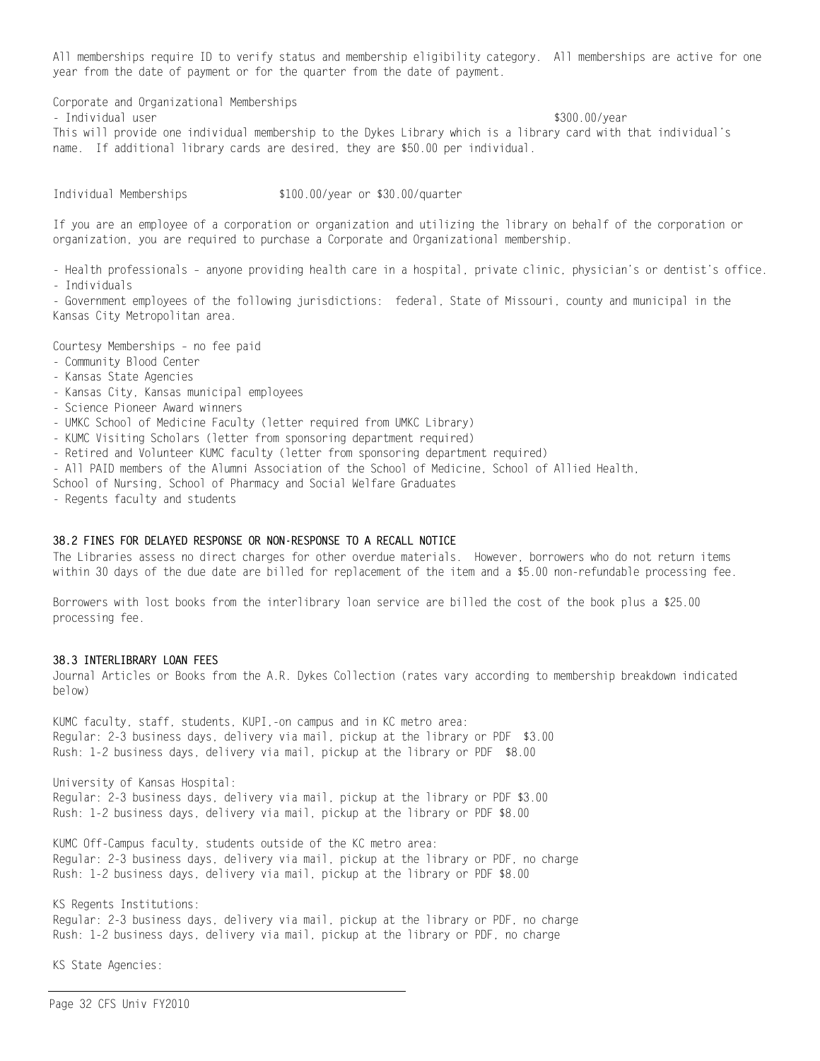All memberships require ID to verify status and membership eligibility category. All memberships are active for one year from the date of payment or for the quarter from the date of payment.

Corporate and Organizational Memberships

- Individual user $300.00/year

This will provide one individual membership to the Dykes Library which is a library card with that individual's name. If additional library cards are desired, they are $50.00 per individual.

Individual Memberships $100.00/year or $30.00/quarter

If you are an employee of a corporation or organization and utilizing the library on behalf of the corporation or organization, you are required to purchase a Corporate and Organizational membership.

- Health professionals - anyone providing health care in a hospital, private clinic, physician's or dentist's office.
- Individuals
- Government employees of the following jurisdictions: federal, State of Missouri, county and municipal in the Kansas City Metropolitan area.

Courtesy Memberships - no fee paid

- Community Blood Center
- Kansas State Agencies
- Kansas City, Kansas municipal employees
- Science Pioneer Award winners
- UMKC School of Medicine Faculty (letter required from UMKC Library)
- KUMC Visiting Scholars (letter from sponsoring department required)
- Retired and Volunteer KUMC faculty (letter from sponsoring department required)
- All PAID members of the Alumni Association of the School of Medicine, School of Allied Health, School of Nursing, School of Pharmacy and Social Welfare Graduates
- Regents faculty and students

## 38.2 FINES FOR DELAYED RESPONSE OR NON-RESPONSE TO A RECALL NOTICE

The Libraries assess no direct charges for other overdue materials. However, borrowers who do not return items within 30 days of the due date are billed for replacement of the item and a $5.00 non-refundable processing fee.

Borrowers with lost books from the interlibrary loan service are billed the cost of the book plus a $25.00 processing fee.

## 38.3 INTERLIBRARY LOAN FEES

Journal Articles or Books from the A.R. Dykes Collection (rates vary according to membership breakdown indicated below)

KUMC faculty, staff, students, KUPI,-on campus and in KC metro area:
Regular: 2-3 business days, delivery via mail, pickup at the library or PDF $3.00
Rush: 1-2 business days, delivery via mail, pickup at the library or PDF $8.00

University of Kansas Hospital:
Regular: 2-3 business days, delivery via mail, pickup at the library or PDF $3.00
Rush: 1-2 business days, delivery via mail, pickup at the library or PDF $8.00

KUMC Off-Campus faculty, students outside of the KC metro area:
Regular: 2-3 business days, delivery via mail, pickup at the library or PDF, no charge
Rush: 1-2 business days, delivery via mail, pickup at the library or PDF $8.00

KS Regents Institutions:
Regular: 2-3 business days, delivery via mail, pickup at the library or PDF, no charge
Rush: 1-2 business days, delivery via mail, pickup at the library or PDF, no charge

KS State Agencies: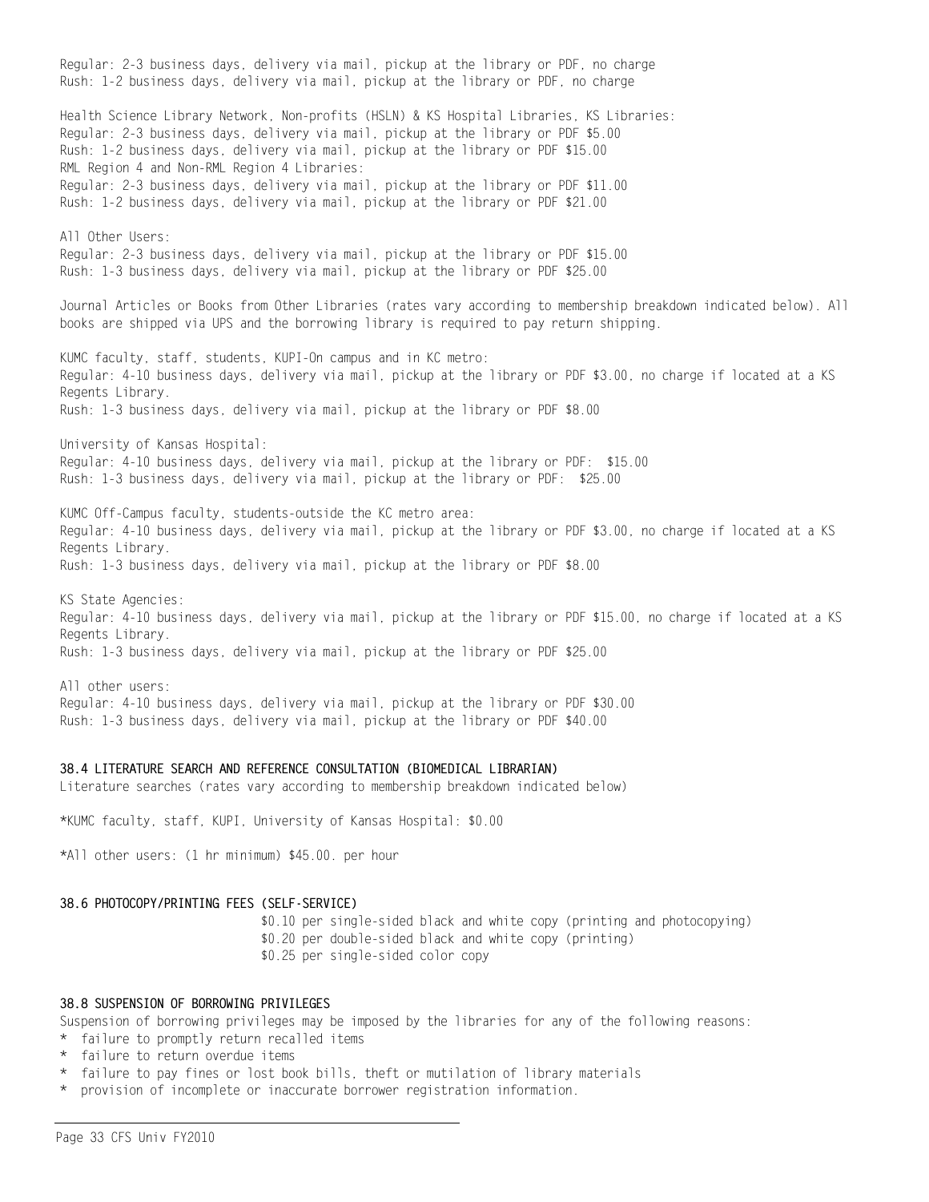Regular: 2-3 business days, delivery via mail, pickup at the library or PDF, no charge
Rush: 1-2 business days, delivery via mail, pickup at the library or PDF, no charge

Health Science Library Network, Non-profits (HSLN) & KS Hospital Libraries, KS Libraries:
Regular: 2-3 business days, delivery via mail, pickup at the library or PDF $5.00
Rush: 1-2 business days, delivery via mail, pickup at the library or PDF $15.00
RML Region 4 and Non-RML Region 4 Libraries:
Regular: 2-3 business days, delivery via mail, pickup at the library or PDF $11.00
Rush: 1-2 business days, delivery via mail, pickup at the library or PDF $21.00

All Other Users:
Regular: 2-3 business days, delivery via mail, pickup at the library or PDF $15.00
Rush: 1-3 business days, delivery via mail, pickup at the library or PDF $25.00

Journal Articles or Books from Other Libraries (rates vary according to membership breakdown indicated below). All books are shipped via UPS and the borrowing library is required to pay return shipping.

KUMC faculty, staff, students, KUPI-On campus and in KC metro:
Regular: 4-10 business days, delivery via mail, pickup at the library or PDF $3.00, no charge if located at a KS Regents Library.
Rush: 1-3 business days, delivery via mail, pickup at the library or PDF $8.00

University of Kansas Hospital:
Regular: 4-10 business days, delivery via mail, pickup at the library or PDF: $15.00
Rush: 1-3 business days, delivery via mail, pickup at the library or PDF: $25.00

KUMC Off-Campus faculty, students-outside the KC metro area:
Regular: 4-10 business days, delivery via mail, pickup at the library or PDF $3.00, no charge if located at a KS Regents Library.
Rush: 1-3 business days, delivery via mail, pickup at the library or PDF $8.00

KS State Agencies:
Regular: 4-10 business days, delivery via mail, pickup at the library or PDF $15.00, no charge if located at a KS Regents Library.
Rush: 1-3 business days, delivery via mail, pickup at the library or PDF $25.00

All other users:
Regular: 4-10 business days, delivery via mail, pickup at the library or PDF $30.00
Rush: 1-3 business days, delivery via mail, pickup at the library or PDF $40.00

**38.4 LITERATURE SEARCH AND REFERENCE CONSULTATION (BIOMEDICAL LIBRARIAN)**

Literature searches (rates vary according to membership breakdown indicated below)

*KUMC faculty, staff, KUPI, University of Kansas Hospital: $0.00

*All other users: (1 hr minimum) $45.00. per hour

**38.6 PHOTOCOPY/PRINTING FEES (SELF-SERVICE)**

$0.10 per single-sided black and white copy (printing and photocopying)
$0.20 per double-sided black and white copy (printing)
$0.25 per single-sided color copy

**38.8 SUSPENSION OF BORROWING PRIVILEGES**

Suspension of borrowing privileges may be imposed by the libraries for any of the following reasons:

* failure to promptly return recalled items
* failure to return overdue items
* failure to pay fines or lost book bills, theft or mutilation of library materials
* provision of incomplete or inaccurate borrower registration information.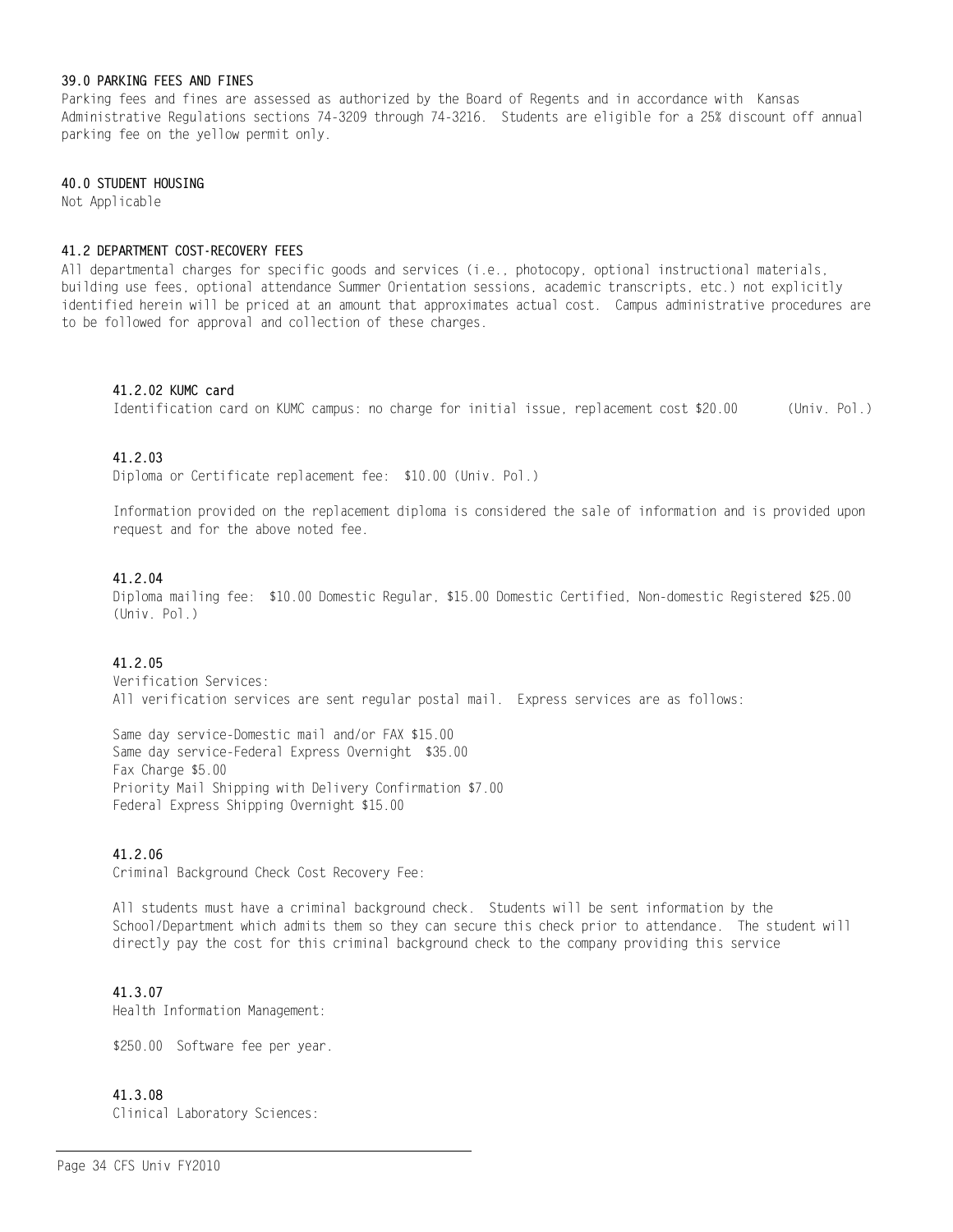**39.0 PARKING FEES AND FINES**

Parking fees and fines are assessed as authorized by the Board of Regents and in accordance with Kansas Administrative Regulations sections 74-3209 through 74-3216. Students are eligible for a 25% discount off annual parking fee on the yellow permit only.

**40.0 STUDENT HOUSING**

Not Applicable

**41.2 DEPARTMENT COST-RECOVERY FEES**

All departmental charges for specific goods and services (i.e., photocopy, optional instructional materials, building use fees, optional attendance Summer Orientation sessions, academic transcripts, etc.) not explicitly identified herein will be priced at an amount that approximates actual cost. Campus administrative procedures are to be followed for approval and collection of these charges.

**41.2.02 KUMC card**

Identification card on KUMC campus: no charge for initial issue, replacement cost $20.00 (Univ. Pol.)

**41.2.03**

Diploma or Certificate replacement fee: $10.00 (Univ. Pol.)

Information provided on the replacement diploma is considered the sale of information and is provided upon request and for the above noted fee.

**41.2.04**

Diploma mailing fee: $10.00 Domestic Regular, $15.00 Domestic Certified, Non-domestic Registered $25.00 (Univ. Pol.)

**41.2.05**

Verification Services:
All verification services are sent regular postal mail. Express services are as follows:

Same day service-Domestic mail and/or FAX $15.00
Same day service-Federal Express Overnight $35.00
Fax Charge $5.00
Priority Mail Shipping with Delivery Confirmation $7.00
Federal Express Shipping Overnight $15.00

**41.2.06**

Criminal Background Check Cost Recovery Fee:

All students must have a criminal background check. Students will be sent information by the School/Department which admits them so they can secure this check prior to attendance. The student will directly pay the cost for this criminal background check to the company providing this service

**41.3.07**

Health Information Management:

$250.00 Software fee per year.

**41.3.08**

Clinical Laboratory Sciences: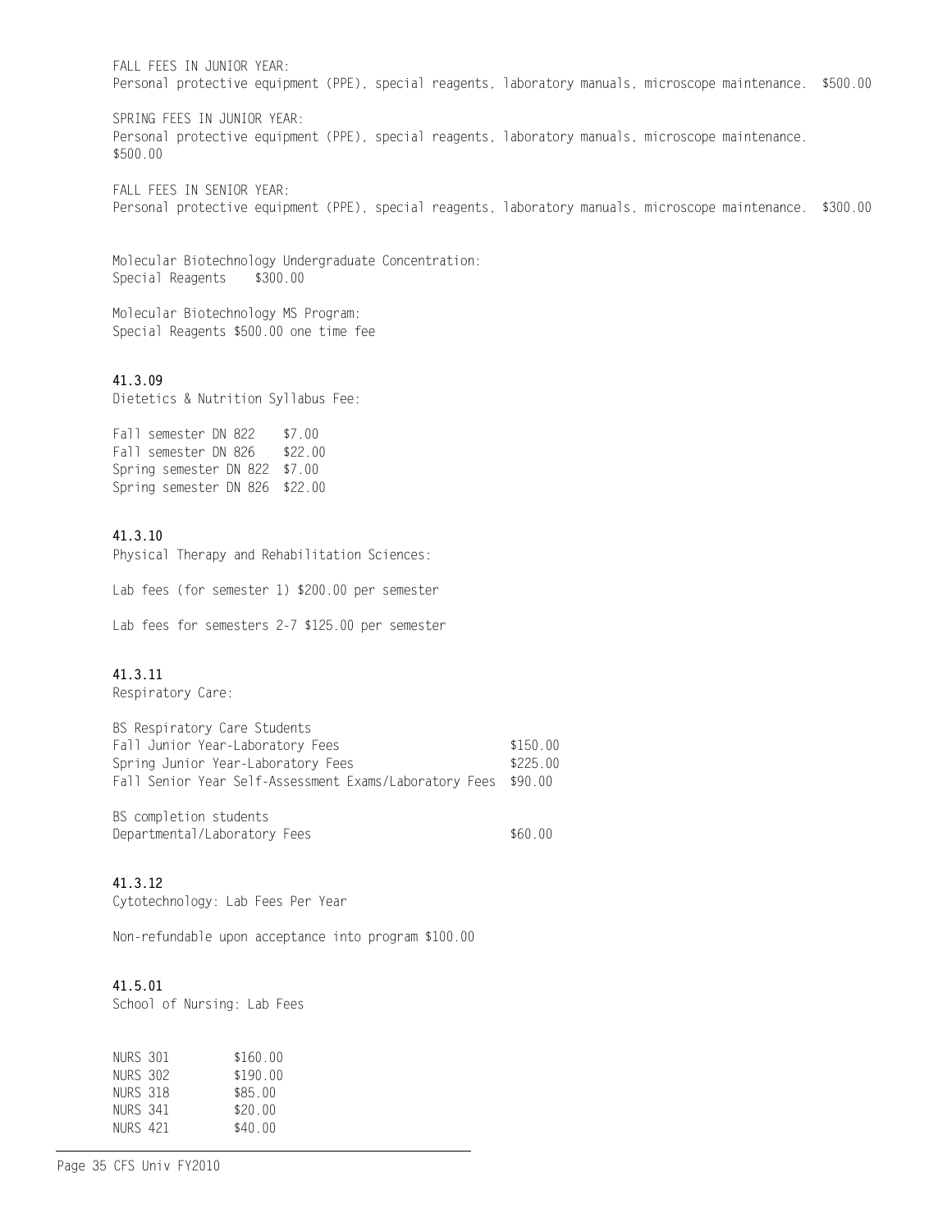FALL FEES IN JUNIOR YEAR:
Personal protective equipment (PPE), special reagents, laboratory manuals, microscope maintenance. $500.00

SPRING FEES IN JUNIOR YEAR:
Personal protective equipment (PPE), special reagents, laboratory manuals, microscope maintenance. $500.00

FALL FEES IN SENIOR YEAR:
Personal protective equipment (PPE), special reagents, laboratory manuals, microscope maintenance. $300.00

Molecular Biotechnology Undergraduate Concentration:
Special Reagents $300.00

Molecular Biotechnology MS Program:
Special Reagents $500.00 one time fee

**41.3.09**
Dietetics & Nutrition Syllabus Fee:

| | |
|---|---|
| Fall semester DN 822 | $7.00 |
| Fall semester DN 826 | $22.00 |
| Spring semester DN 822 | $7.00 |
| Spring semester DN 826 | $22.00 |

**41.3.10**
Physical Therapy and Rehabilitation Sciences:

Lab fees (for semester 1) $200.00 per semester

Lab fees for semesters 2-7 $125.00 per semester

**41.3.11**
Respiratory Care:

| BS Respiratory Care Students | |
|---|---|
| Fall Junior Year-Laboratory Fees | $150.00 |
| Spring Junior Year-Laboratory Fees | $225.00 |
| Fall Senior Year Self-Assessment Exams/Laboratory Fees | $90.00 |

| BS completion students | |
|---|---|
| Departmental/Laboratory Fees | $60.00 |

**41.3.12**
Cytotechnology: Lab Fees Per Year

Non-refundable upon acceptance into program $100.00

**41.5.01**
School of Nursing: Lab Fees

| | |
|---|---|
| NURS 301 | $160.00 |
| NURS 302 | $190.00 |
| NURS 318 | $85.00 |
| NURS 341 | $20.00 |
| NURS 421 | $40.00 |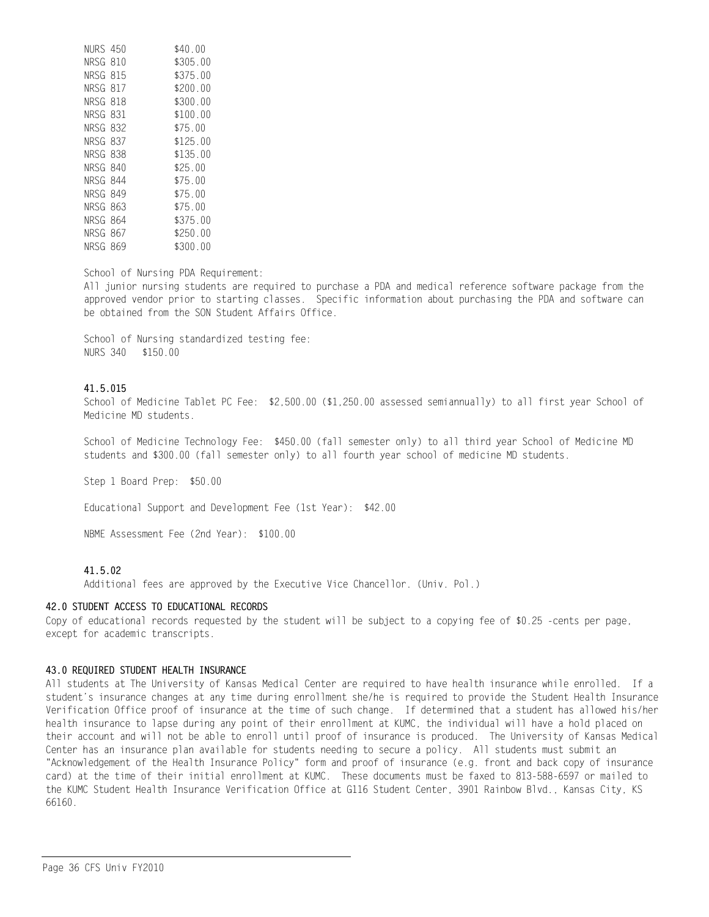| | |
|---|---|
| NURS 450 | \$40.00 |
| NRSG 810 | \$305.00 |
| NRSG 815 | \$375.00 |
| NRSG 817 | \$200.00 |
| NRSG 818 | \$300.00 |
| NRSG 831 | \$100.00 |
| NRSG 832 | \$75.00 |
| NRSG 837 | \$125.00 |
| NRSG 838 | \$135.00 |
| NRSG 840 | \$25.00 |
| NRSG 844 | \$75.00 |
| NRSG 849 | \$75.00 |
| NRSG 863 | \$75.00 |
| NRSG 864 | \$375.00 |
| NRSG 867 | \$250.00 |
| NRSG 869 | \$300.00 |

School of Nursing PDA Requirement:
All junior nursing students are required to purchase a PDA and medical reference software package from the approved vendor prior to starting classes. Specific information about purchasing the PDA and software can be obtained from the SON Student Affairs Office.

School of Nursing standardized testing fee:
NURS 340 \$150.00

**41.5.015**
School of Medicine Tablet PC Fee: \$2,500.00 (\$1,250.00 assessed semiannually) to all first year School of Medicine MD students.

School of Medicine Technology Fee: \$450.00 (fall semester only) to all third year School of Medicine MD students and \$300.00 (fall semester only) to all fourth year school of medicine MD students.

Step 1 Board Prep: \$50.00

Educational Support and Development Fee (1st Year): \$42.00

NBME Assessment Fee (2nd Year): \$100.00

**41.5.02**
Additional fees are approved by the Executive Vice Chancellor. (Univ. Pol.)

## 42.0 STUDENT ACCESS TO EDUCATIONAL RECORDS

Copy of educational records requested by the student will be subject to a copying fee of \$0.25 -cents per page, except for academic transcripts.

## 43.0 REQUIRED STUDENT HEALTH INSURANCE

All students at The University of Kansas Medical Center are required to have health insurance while enrolled. If a student's insurance changes at any time during enrollment she/he is required to provide the Student Health Insurance Verification Office proof of insurance at the time of such change. If determined that a student has allowed his/her health insurance to lapse during any point of their enrollment at KUMC, the individual will have a hold placed on their account and will not be able to enroll until proof of insurance is produced. The University of Kansas Medical Center has an insurance plan available for students needing to secure a policy. All students must submit an "Acknowledgement of the Health Insurance Policy" form and proof of insurance (e.g. front and back copy of insurance card) at the time of their initial enrollment at KUMC. These documents must be faxed to 813-588-6597 or mailed to the KUMC Student Health Insurance Verification Office at G116 Student Center, 3901 Rainbow Blvd., Kansas City, KS 66160.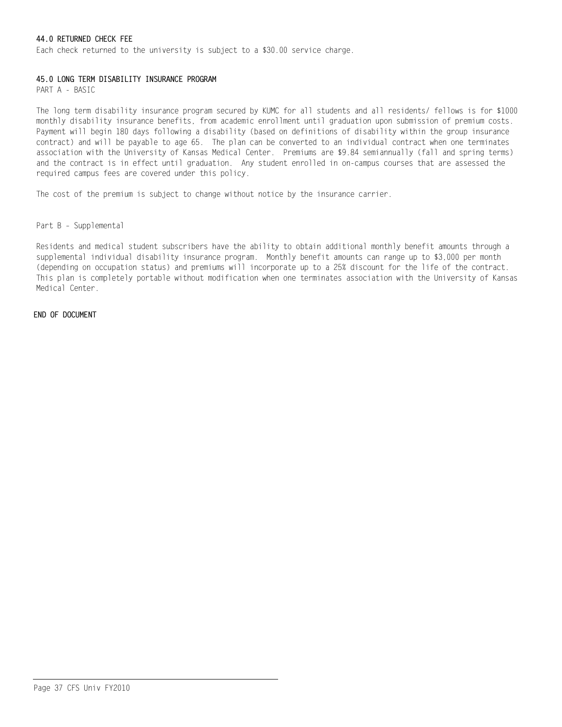## 44.0 RETURNED CHECK FEE

Each check returned to the university is subject to a $30.00 service charge.

## 45.0 LONG TERM DISABILITY INSURANCE PROGRAM

PART A - BASIC

The long term disability insurance program secured by KUMC for all students and all residents/ fellows is for $1000 monthly disability insurance benefits, from academic enrollment until graduation upon submission of premium costs. Payment will begin 180 days following a disability (based on definitions of disability within the group insurance contract) and will be payable to age 65. The plan can be converted to an individual contract when one terminates association with the University of Kansas Medical Center. Premiums are $9.84 semiannually (fall and spring terms) and the contract is in effect until graduation. Any student enrolled in on-campus courses that are assessed the required campus fees are covered under this policy.

The cost of the premium is subject to change without notice by the insurance carrier.

Part B – Supplemental

Residents and medical student subscribers have the ability to obtain additional monthly benefit amounts through a supplemental individual disability insurance program. Monthly benefit amounts can range up to $3,000 per month (depending on occupation status) and premiums will incorporate up to a 25% discount for the life of the contract. This plan is completely portable without modification when one terminates association with the University of Kansas Medical Center.

**END OF DOCUMENT**